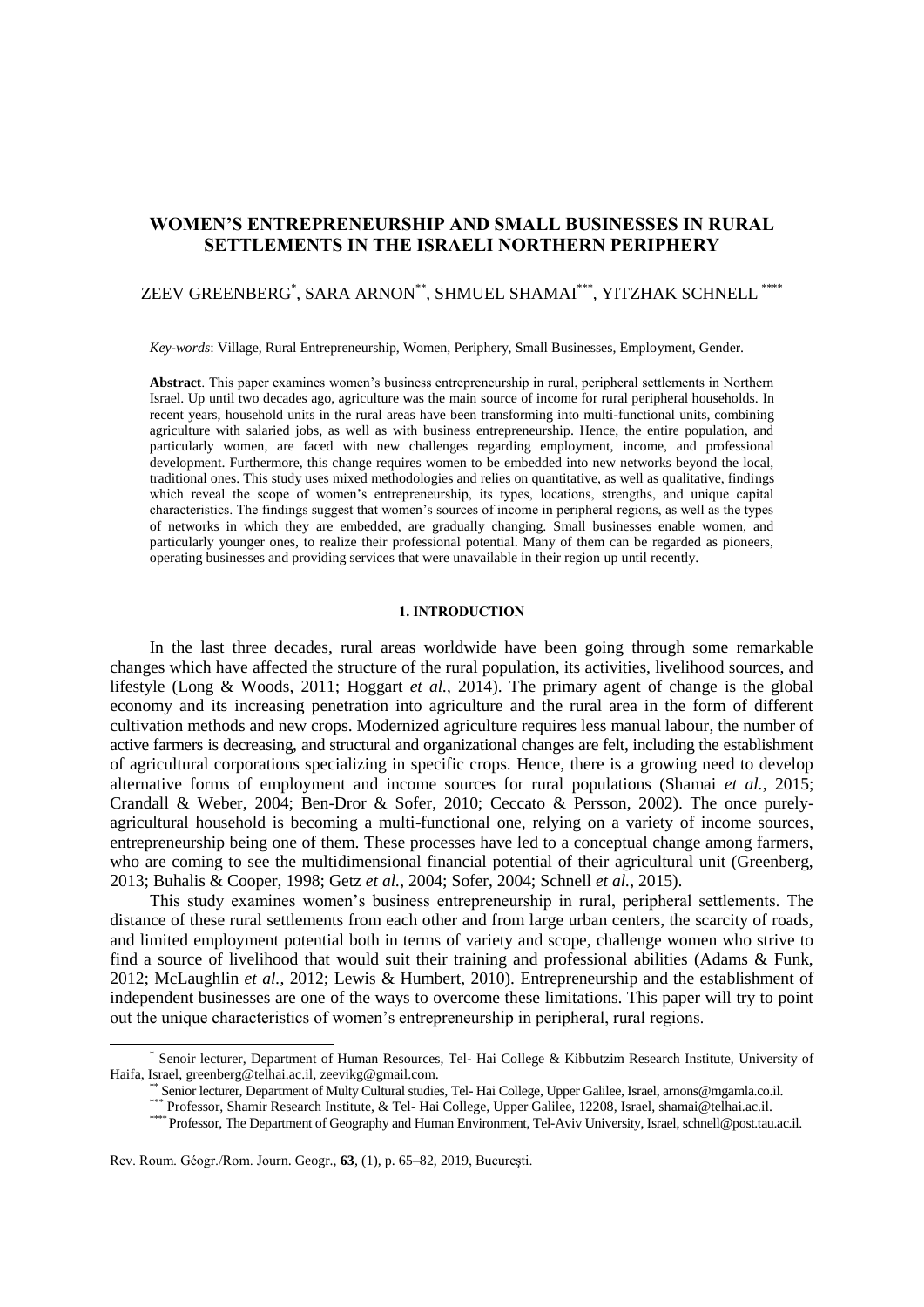# WOMEN'S ENTREPRENEURSHIP AND SMALL BUSINESSES IN RURAL SETTLEMENTS IN THE ISRAELI NORTHERN PERIPHERY

ZEEV GREENBERG[*], SARA ARNON[**], SHMUEL SHAMAI[***], YITZHAK SCHNELL[****]

*Key-words*: Village, Rural Entrepreneurship, Women, Periphery, Small Businesses, Employment, Gender.

**Abstract**. This paper examines women's business entrepreneurship in rural, peripheral settlements in Northern Israel. Up until two decades ago, agriculture was the main source of income for rural peripheral households. In recent years, household units in the rural areas have been transforming into multi-functional units, combining agriculture with salaried jobs, as well as with business entrepreneurship. Hence, the entire population, and particularly women, are faced with new challenges regarding employment, income, and professional development. Furthermore, this change requires women to be embedded into new networks beyond the local, traditional ones. This study uses mixed methodologies and relies on quantitative, as well as qualitative, findings which reveal the scope of women's entrepreneurship, its types, locations, strengths, and unique capital characteristics. The findings suggest that women's sources of income in peripheral regions, as well as the types of networks in which they are embedded, are gradually changing. Small businesses enable women, and particularly younger ones, to realize their professional potential. Many of them can be regarded as pioneers, operating businesses and providing services that were unavailable in their region up until recently.

## 1. INTRODUCTION

In the last three decades, rural areas worldwide have been going through some remarkable changes which have affected the structure of the rural population, its activities, livelihood sources, and lifestyle (Long & Woods, 2011; Hoggart *et al.*, 2014). The primary agent of change is the global economy and its increasing penetration into agriculture and the rural area in the form of different cultivation methods and new crops. Modernized agriculture requires less manual labour, the number of active farmers is decreasing, and structural and organizational changes are felt, including the establishment of agricultural corporations specializing in specific crops. Hence, there is a growing need to develop alternative forms of employment and income sources for rural populations (Shamai *et al.*, 2015; Crandall & Weber, 2004; Ben-Dror & Sofer, 2010; Ceccato & Persson, 2002). The once purely-agricultural household is becoming a multi-functional one, relying on a variety of income sources, entrepreneurship being one of them. These processes have led to a conceptual change among farmers, who are coming to see the multidimensional financial potential of their agricultural unit (Greenberg, 2013; Buhalis & Cooper, 1998; Getz *et al.*, 2004; Sofer, 2004; Schnell *et al.*, 2015).

This study examines women's business entrepreneurship in rural, peripheral settlements. The distance of these rural settlements from each other and from large urban centers, the scarcity of roads, and limited employment potential both in terms of variety and scope, challenge women who strive to find a source of livelihood that would suit their training and professional abilities (Adams & Funk, 2012; McLaughlin *et al.*, 2012; Lewis & Humbert, 2010). Entrepreneurship and the establishment of independent businesses are one of the ways to overcome these limitations. This paper will try to point out the unique characteristics of women's entrepreneurship in peripheral, rural regions.

---

[*] Senoir lecturer, Department of Human Resources, Tel- Hai College & Kibbutzim Research Institute, University of Haifa, Israel, greenberg@telhai.ac.il, zeevikg@gmail.com.

[**] Senior lecturer, Department of Multy Cultural studies, Tel- Hai College, Upper Galilee, Israel, arnons@mgamla.co.il.

[***] Professor, Shamir Research Institute, & Tel- Hai College, Upper Galilee, 12208, Israel, shamai@telhai.ac.il.

[****] Professor, The Department of Geography and Human Environment, Tel-Aviv University, Israel, schnell@post.tau.ac.il.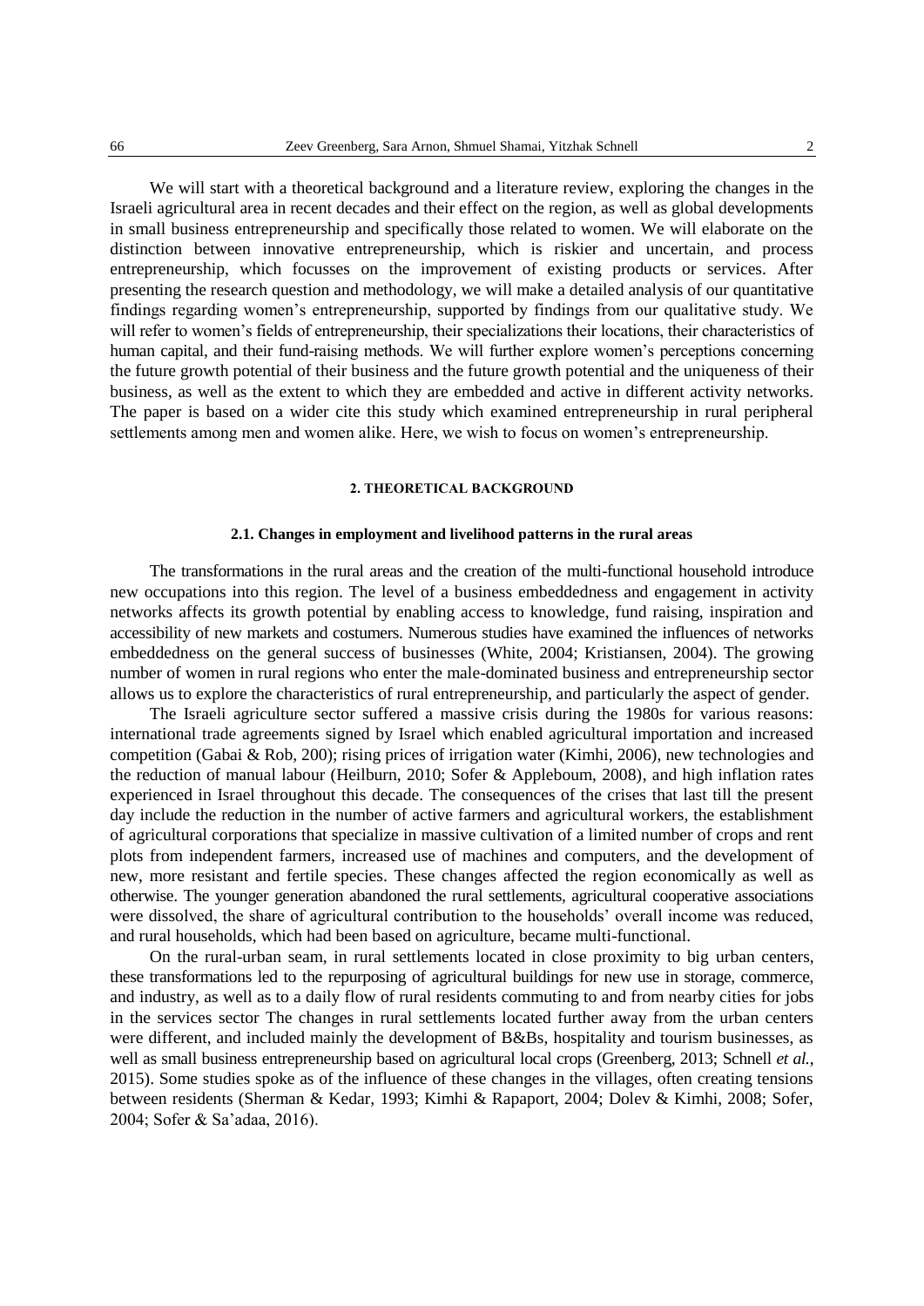We will start with a theoretical background and a literature review, exploring the changes in the Israeli agricultural area in recent decades and their effect on the region, as well as global developments in small business entrepreneurship and specifically those related to women. We will elaborate on the distinction between innovative entrepreneurship, which is riskier and uncertain, and process entrepreneurship, which focusses on the improvement of existing products or services. After presenting the research question and methodology, we will make a detailed analysis of our quantitative findings regarding women's entrepreneurship, supported by findings from our qualitative study. We will refer to women's fields of entrepreneurship, their specializations their locations, their characteristics of human capital, and their fund-raising methods. We will further explore women's perceptions concerning the future growth potential of their business and the future growth potential and the uniqueness of their business, as well as the extent to which they are embedded and active in different activity networks. The paper is based on a wider cite this study which examined entrepreneurship in rural peripheral settlements among men and women alike. Here, we wish to focus on women's entrepreneurship.

## 2. THEORETICAL BACKGROUND

### 2.1. Changes in employment and livelihood patterns in the rural areas

The transformations in the rural areas and the creation of the multi-functional household introduce new occupations into this region. The level of a business embeddedness and engagement in activity networks affects its growth potential by enabling access to knowledge, fund raising, inspiration and accessibility of new markets and costumers. Numerous studies have examined the influences of networks embeddedness on the general success of businesses (White, 2004; Kristiansen, 2004). The growing number of women in rural regions who enter the male-dominated business and entrepreneurship sector allows us to explore the characteristics of rural entrepreneurship, and particularly the aspect of gender.

The Israeli agriculture sector suffered a massive crisis during the 1980s for various reasons: international trade agreements signed by Israel which enabled agricultural importation and increased competition (Gabai & Rob, 200); rising prices of irrigation water (Kimhi, 2006), new technologies and the reduction of manual labour (Heilburn, 2010; Sofer & Appleboum, 2008), and high inflation rates experienced in Israel throughout this decade. The consequences of the crises that last till the present day include the reduction in the number of active farmers and agricultural workers, the establishment of agricultural corporations that specialize in massive cultivation of a limited number of crops and rent plots from independent farmers, increased use of machines and computers, and the development of new, more resistant and fertile species. These changes affected the region economically as well as otherwise. The younger generation abandoned the rural settlements, agricultural cooperative associations were dissolved, the share of agricultural contribution to the households' overall income was reduced, and rural households, which had been based on agriculture, became multi-functional.

On the rural-urban seam, in rural settlements located in close proximity to big urban centers, these transformations led to the repurposing of agricultural buildings for new use in storage, commerce, and industry, as well as to a daily flow of rural residents commuting to and from nearby cities for jobs in the services sector The changes in rural settlements located further away from the urban centers were different, and included mainly the development of B&Bs, hospitality and tourism businesses, as well as small business entrepreneurship based on agricultural local crops (Greenberg, 2013; Schnell *et al.*, 2015). Some studies spoke as of the influence of these changes in the villages, often creating tensions between residents (Sherman & Kedar, 1993; Kimhi & Rapaport, 2004; Dolev & Kimhi, 2008; Sofer, 2004; Sofer & Sa'adaa, 2016).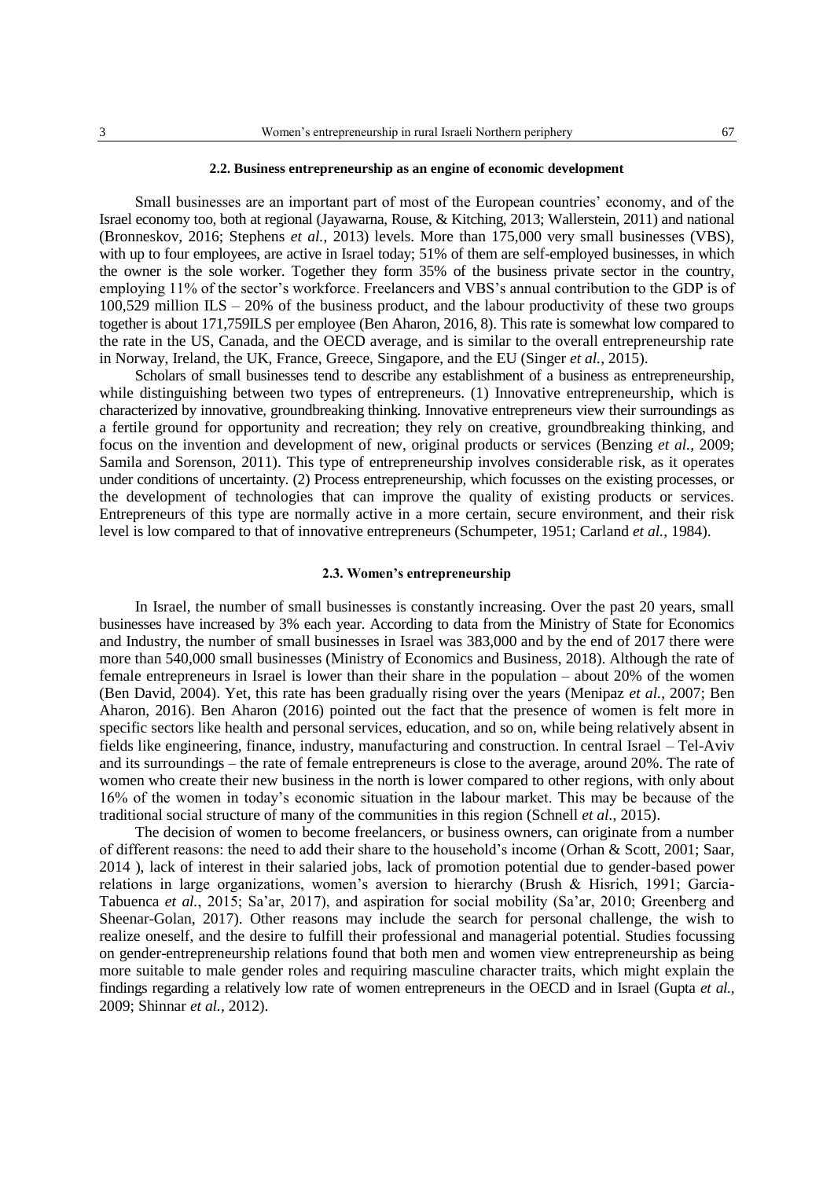### 2.2. Business entrepreneurship as an engine of economic development

Small businesses are an important part of most of the European countries' economy, and of the Israel economy too, both at regional (Jayawarna, Rouse, & Kitching, 2013; Wallerstein, 2011) and national (Bronneskov, 2016; Stephens *et al.*, 2013) levels. More than 175,000 very small businesses (VBS), with up to four employees, are active in Israel today; 51% of them are self-employed businesses, in which the owner is the sole worker. Together they form 35% of the business private sector in the country, employing 11% of the sector's workforce. Freelancers and VBS's annual contribution to the GDP is of 100,529 million ILS – 20% of the business product, and the labour productivity of these two groups together is about 171,759ILS per employee (Ben Aharon, 2016, 8). This rate is somewhat low compared to the rate in the US, Canada, and the OECD average, and is similar to the overall entrepreneurship rate in Norway, Ireland, the UK, France, Greece, Singapore, and the EU (Singer *et al.*, 2015).

Scholars of small businesses tend to describe any establishment of a business as entrepreneurship, while distinguishing between two types of entrepreneurs. (1) Innovative entrepreneurship, which is characterized by innovative, groundbreaking thinking. Innovative entrepreneurs view their surroundings as a fertile ground for opportunity and recreation; they rely on creative, groundbreaking thinking, and focus on the invention and development of new, original products or services (Benzing *et al.*, 2009; Samila and Sorenson, 2011). This type of entrepreneurship involves considerable risk, as it operates under conditions of uncertainty. (2) Process entrepreneurship, which focusses on the existing processes, or the development of technologies that can improve the quality of existing products or services. Entrepreneurs of this type are normally active in a more certain, secure environment, and their risk level is low compared to that of innovative entrepreneurs (Schumpeter, 1951; Carland *et al.*, 1984).

### 2.3. Women's entrepreneurship

In Israel, the number of small businesses is constantly increasing. Over the past 20 years, small businesses have increased by 3% each year. According to data from the Ministry of State for Economics and Industry, the number of small businesses in Israel was 383,000 and by the end of 2017 there were more than 540,000 small businesses (Ministry of Economics and Business, 2018). Although the rate of female entrepreneurs in Israel is lower than their share in the population – about 20% of the women (Ben David, 2004). Yet, this rate has been gradually rising over the years (Menipaz *et al.*, 2007; Ben Aharon, 2016). Ben Aharon (2016) pointed out the fact that the presence of women is felt more in specific sectors like health and personal services, education, and so on, while being relatively absent in fields like engineering, finance, industry, manufacturing and construction. In central Israel – Tel-Aviv and its surroundings – the rate of female entrepreneurs is close to the average, around 20%. The rate of women who create their new business in the north is lower compared to other regions, with only about 16% of the women in today's economic situation in the labour market. This may be because of the traditional social structure of many of the communities in this region (Schnell *et al.*, 2015).

The decision of women to become freelancers, or business owners, can originate from a number of different reasons: the need to add their share to the household's income (Orhan & Scott, 2001; Saar, 2014 ), lack of interest in their salaried jobs, lack of promotion potential due to gender-based power relations in large organizations, women's aversion to hierarchy (Brush & Hisrich, 1991; Garcia-Tabuenca *et al.*, 2015; Sa'ar, 2017), and aspiration for social mobility (Sa'ar, 2010; Greenberg and Sheenar-Golan, 2017). Other reasons may include the search for personal challenge, the wish to realize oneself, and the desire to fulfill their professional and managerial potential. Studies focussing on gender-entrepreneurship relations found that both men and women view entrepreneurship as being more suitable to male gender roles and requiring masculine character traits, which might explain the findings regarding a relatively low rate of women entrepreneurs in the OECD and in Israel (Gupta *et al.*, 2009; Shinnar *et al.*, 2012).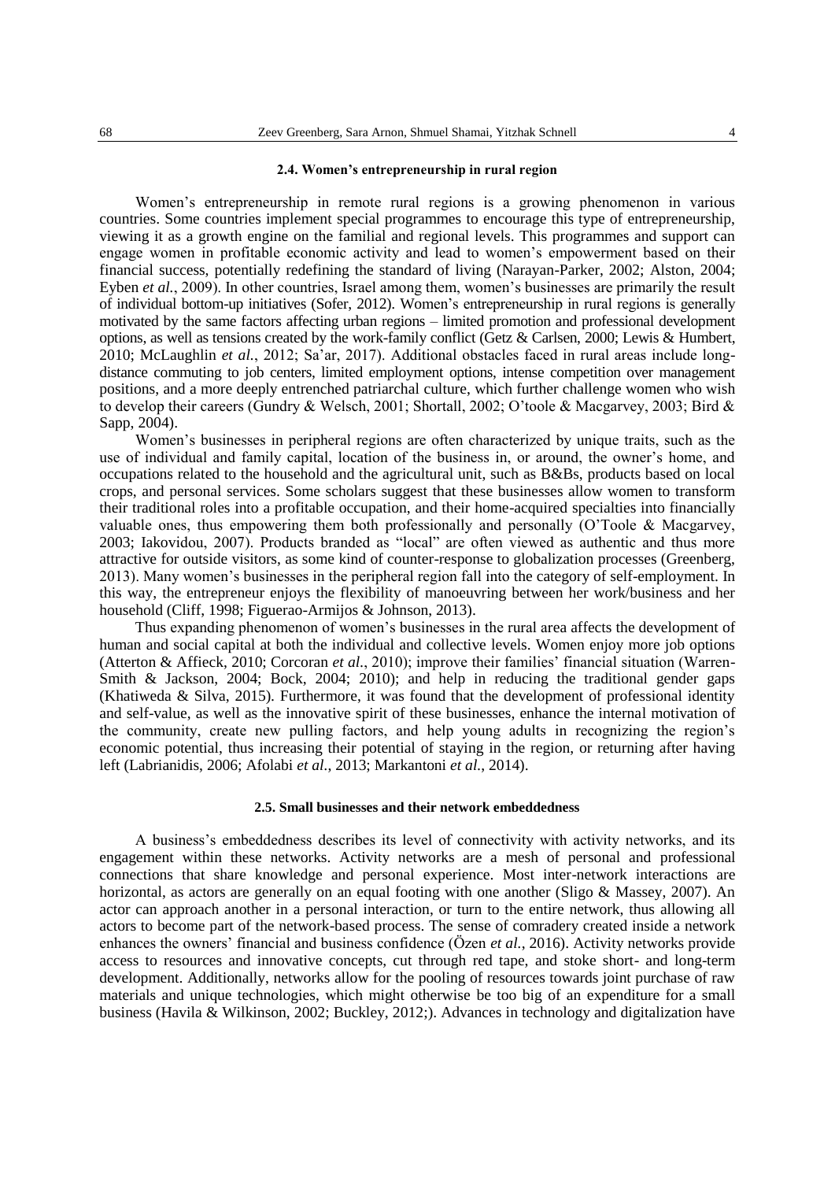### 2.4. Women's entrepreneurship in rural region

Women's entrepreneurship in remote rural regions is a growing phenomenon in various countries. Some countries implement special programmes to encourage this type of entrepreneurship, viewing it as a growth engine on the familial and regional levels. This programmes and support can engage women in profitable economic activity and lead to women's empowerment based on their financial success, potentially redefining the standard of living (Narayan-Parker, 2002; Alston, 2004; Eyben *et al.*, 2009). In other countries, Israel among them, women's businesses are primarily the result of individual bottom-up initiatives (Sofer, 2012). Women's entrepreneurship in rural regions is generally motivated by the same factors affecting urban regions – limited promotion and professional development options, as well as tensions created by the work-family conflict (Getz & Carlsen, 2000; Lewis & Humbert, 2010; McLaughlin *et al.*, 2012; Sa'ar, 2017). Additional obstacles faced in rural areas include long-distance commuting to job centers, limited employment options, intense competition over management positions, and a more deeply entrenched patriarchal culture, which further challenge women who wish to develop their careers (Gundry & Welsch, 2001; Shortall, 2002; O'toole & Macgarvey, 2003; Bird & Sapp, 2004).

Women's businesses in peripheral regions are often characterized by unique traits, such as the use of individual and family capital, location of the business in, or around, the owner's home, and occupations related to the household and the agricultural unit, such as B&Bs, products based on local crops, and personal services. Some scholars suggest that these businesses allow women to transform their traditional roles into a profitable occupation, and their home-acquired specialties into financially valuable ones, thus empowering them both professionally and personally (O'Toole & Macgarvey, 2003; Iakovidou, 2007). Products branded as "local" are often viewed as authentic and thus more attractive for outside visitors, as some kind of counter-response to globalization processes (Greenberg, 2013). Many women's businesses in the peripheral region fall into the category of self-employment. In this way, the entrepreneur enjoys the flexibility of manoeuvring between her work/business and her household (Cliff, 1998; Figuerao-Armijos & Johnson, 2013).

Thus expanding phenomenon of women's businesses in the rural area affects the development of human and social capital at both the individual and collective levels. Women enjoy more job options (Atterton & Affieck, 2010; Corcoran *et al.*, 2010); improve their families' financial situation (Warren-Smith & Jackson, 2004; Bock, 2004; 2010); and help in reducing the traditional gender gaps (Khatiweda & Silva, 2015). Furthermore, it was found that the development of professional identity and self-value, as well as the innovative spirit of these businesses, enhance the internal motivation of the community, create new pulling factors, and help young adults in recognizing the region's economic potential, thus increasing their potential of staying in the region, or returning after having left (Labrianidis, 2006; Afolabi *et al.*, 2013; Markantoni *et al.*, 2014).

### 2.5. Small businesses and their network embeddedness

A business's embeddedness describes its level of connectivity with activity networks, and its engagement within these networks. Activity networks are a mesh of personal and professional connections that share knowledge and personal experience. Most inter-network interactions are horizontal, as actors are generally on an equal footing with one another (Sligo & Massey, 2007). An actor can approach another in a personal interaction, or turn to the entire network, thus allowing all actors to become part of the network-based process. The sense of comradery created inside a network enhances the owners' financial and business confidence (Özen *et al.*, 2016). Activity networks provide access to resources and innovative concepts, cut through red tape, and stoke short- and long-term development. Additionally, networks allow for the pooling of resources towards joint purchase of raw materials and unique technologies, which might otherwise be too big of an expenditure for a small business (Havila & Wilkinson, 2002; Buckley, 2012;). Advances in technology and digitalization have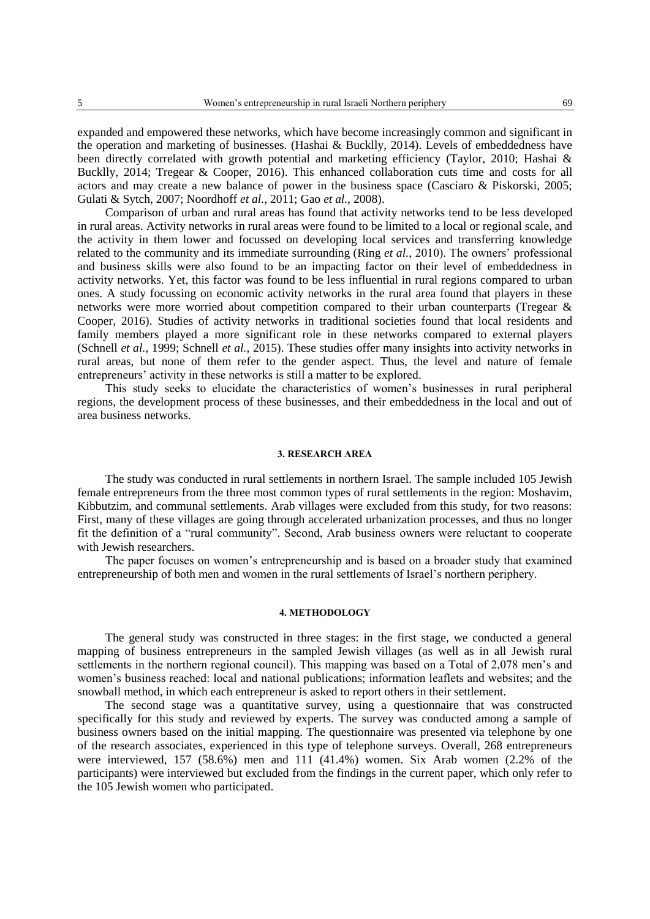expanded and empowered these networks, which have become increasingly common and significant in the operation and marketing of businesses. (Hashai & Bucklly, 2014). Levels of embeddedness have been directly correlated with growth potential and marketing efficiency (Taylor, 2010; Hashai & Bucklly, 2014; Tregear & Cooper, 2016). This enhanced collaboration cuts time and costs for all actors and may create a new balance of power in the business space (Casciaro & Piskorski, 2005; Gulati & Sytch, 2007; Noordhoff *et al.*, 2011; Gao *et al.*, 2008).

Comparison of urban and rural areas has found that activity networks tend to be less developed in rural areas. Activity networks in rural areas were found to be limited to a local or regional scale, and the activity in them lower and focussed on developing local services and transferring knowledge related to the community and its immediate surrounding (Ring *et al.*, 2010). The owners' professional and business skills were also found to be an impacting factor on their level of embeddedness in activity networks. Yet, this factor was found to be less influential in rural regions compared to urban ones. A study focussing on economic activity networks in the rural area found that players in these networks were more worried about competition compared to their urban counterparts (Tregear & Cooper, 2016). Studies of activity networks in traditional societies found that local residents and family members played a more significant role in these networks compared to external players (Schnell *et al.*, 1999; Schnell *et al.*, 2015). These studies offer many insights into activity networks in rural areas, but none of them refer to the gender aspect. Thus, the level and nature of female entrepreneurs' activity in these networks is still a matter to be explored.

This study seeks to elucidate the characteristics of women's businesses in rural peripheral regions, the development process of these businesses, and their embeddedness in the local and out of area business networks.

## 3. RESEARCH AREA

The study was conducted in rural settlements in northern Israel. The sample included 105 Jewish female entrepreneurs from the three most common types of rural settlements in the region: Moshavim, Kibbutzim, and communal settlements. Arab villages were excluded from this study, for two reasons: First, many of these villages are going through accelerated urbanization processes, and thus no longer fit the definition of a "rural community". Second, Arab business owners were reluctant to cooperate with Jewish researchers.

The paper focuses on women's entrepreneurship and is based on a broader study that examined entrepreneurship of both men and women in the rural settlements of Israel's northern periphery.

## 4. METHODOLOGY

The general study was constructed in three stages: in the first stage, we conducted a general mapping of business entrepreneurs in the sampled Jewish villages (as well as in all Jewish rural settlements in the northern regional council). This mapping was based on a Total of 2,078 men's and women's business reached: local and national publications; information leaflets and websites; and the snowball method, in which each entrepreneur is asked to report others in their settlement.

The second stage was a quantitative survey, using a questionnaire that was constructed specifically for this study and reviewed by experts. The survey was conducted among a sample of business owners based on the initial mapping. The questionnaire was presented via telephone by one of the research associates, experienced in this type of telephone surveys. Overall, 268 entrepreneurs were interviewed, 157 (58.6%) men and 111 (41.4%) women. Six Arab women (2.2% of the participants) were interviewed but excluded from the findings in the current paper, which only refer to the 105 Jewish women who participated.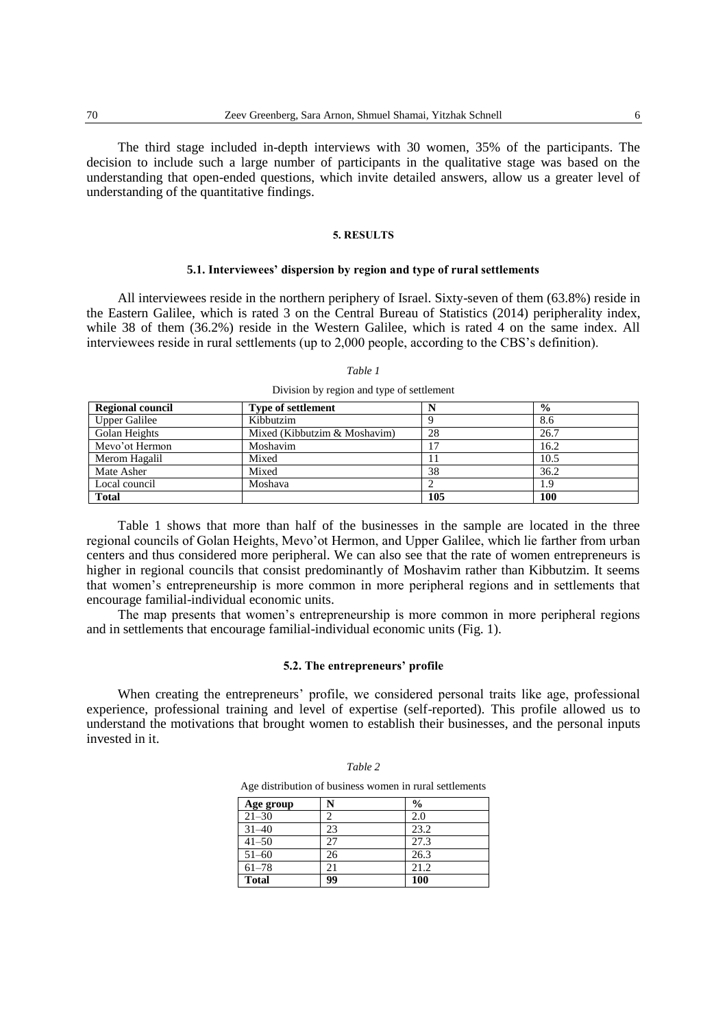The third stage included in-depth interviews with 30 women, 35% of the participants. The decision to include such a large number of participants in the qualitative stage was based on the understanding that open-ended questions, which invite detailed answers, allow us a greater level of understanding of the quantitative findings.

## 5. RESULTS

### 5.1. Interviewees' dispersion by region and type of rural settlements

All interviewees reside in the northern periphery of Israel. Sixty-seven of them (63.8%) reside in the Eastern Galilee, which is rated 3 on the Central Bureau of Statistics (2014) peripherality index, while 38 of them (36.2%) reside in the Western Galilee, which is rated 4 on the same index. All interviewees reside in rural settlements (up to 2,000 people, according to the CBS's definition).

*Table 1*

Division by region and type of settlement

| Regional council | Type of settlement | N | % |
|---|---|---|---|
| Upper Galilee | Kibbutzim | 9 | 8.6 |
| Golan Heights | Mixed (Kibbutzim & Moshavim) | 28 | 26.7 |
| Mevo'ot Hermon | Moshavim | 17 | 16.2 |
| Merom Hagalil | Mixed | 11 | 10.5 |
| Mate Asher | Mixed | 38 | 36.2 |
| Local council | Moshava | 2 | 1.9 |
| **Total** | | **105** | **100** |

Table 1 shows that more than half of the businesses in the sample are located in the three regional councils of Golan Heights, Mevo'ot Hermon, and Upper Galilee, which lie farther from urban centers and thus considered more peripheral. We can also see that the rate of women entrepreneurs is higher in regional councils that consist predominantly of Moshavim rather than Kibbutzim. It seems that women's entrepreneurship is more common in more peripheral regions and in settlements that encourage familial-individual economic units.

The map presents that women's entrepreneurship is more common in more peripheral regions and in settlements that encourage familial-individual economic units (Fig. 1).

### 5.2. The entrepreneurs' profile

When creating the entrepreneurs' profile, we considered personal traits like age, professional experience, professional training and level of expertise (self-reported). This profile allowed us to understand the motivations that brought women to establish their businesses, and the personal inputs invested in it.

*Table 2*

Age distribution of business women in rural settlements

| Age group | N | % |
|---|---|---|
| 21–30 | 2 | 2.0 |
| 31–40 | 23 | 23.2 |
| 41–50 | 27 | 27.3 |
| 51–60 | 26 | 26.3 |
| 61–78 | 21 | 21.2 |
| **Total** | **99** | **100** |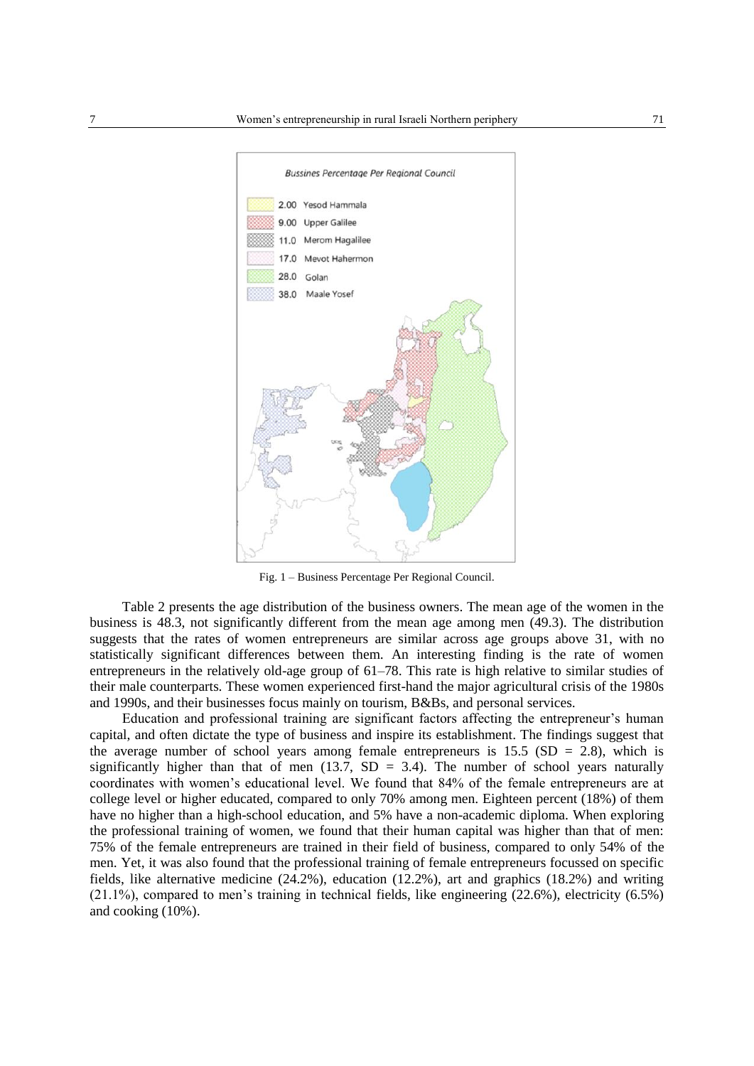Fig. 1 – Business Percentage Per Regional Council.

Table 2 presents the age distribution of the business owners. The mean age of the women in the business is 48.3, not significantly different from the mean age among men (49.3). The distribution suggests that the rates of women entrepreneurs are similar across age groups above 31, with no statistically significant differences between them. An interesting finding is the rate of women entrepreneurs in the relatively old-age group of 61–78. This rate is high relative to similar studies of their male counterparts. These women experienced first-hand the major agricultural crisis of the 1980s and 1990s, and their businesses focus mainly on tourism, B&Bs, and personal services.

Education and professional training are significant factors affecting the entrepreneur's human capital, and often dictate the type of business and inspire its establishment. The findings suggest that the average number of school years among female entrepreneurs is 15.5 (SD = 2.8), which is significantly higher than that of men (13.7, SD = 3.4). The number of school years naturally coordinates with women's educational level. We found that 84% of the female entrepreneurs are at college level or higher educated, compared to only 70% among men. Eighteen percent (18%) of them have no higher than a high-school education, and 5% have a non-academic diploma. When exploring the professional training of women, we found that their human capital was higher than that of men: 75% of the female entrepreneurs are trained in their field of business, compared to only 54% of the men. Yet, it was also found that the professional training of female entrepreneurs focussed on specific fields, like alternative medicine (24.2%), education (12.2%), art and graphics (18.2%) and writing (21.1%), compared to men's training in technical fields, like engineering (22.6%), electricity (6.5%) and cooking (10%).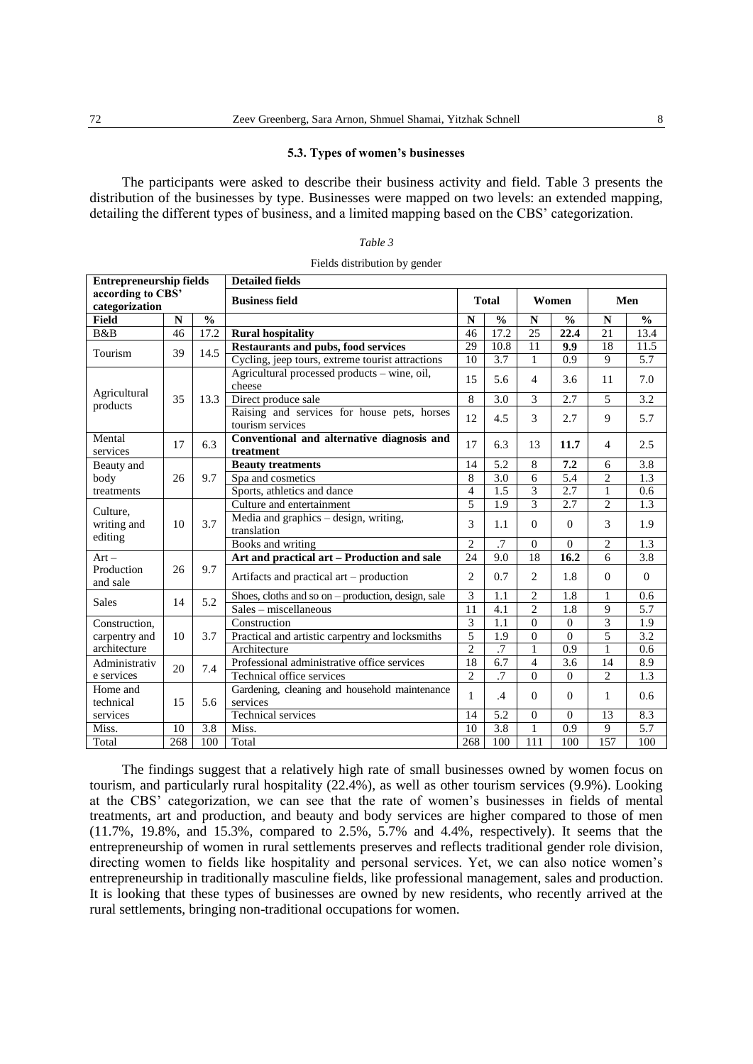### 5.3. Types of women's businesses

The participants were asked to describe their business activity and field. Table 3 presents the distribution of the businesses by type. Businesses were mapped on two levels: an extended mapping, detailing the different types of business, and a limited mapping based on the CBS' categorization.

*Table 3*

Fields distribution by gender

| Entrepreneurship fields according to CBS' categorization | | | Detailed fields | | | | | | |
|---|---|---|---|---|---|---|---|---|---|
| | | | **Business field** | **Total** | | **Women** | | **Men** | |
| **Field** | **N** | **%** | | **N** | **%** | **N** | **%** | **N** | **%** |
| B&B | 46 | 17.2 | **Rural hospitality** | 46 | 17.2 | 25 | **22.4** | 21 | 13.4 |
| Tourism | 39 | 14.5 | **Restaurants and pubs, food services** | 29 | 10.8 | 11 | **9.9** | 18 | 11.5 |
| | | | Cycling, jeep tours, extreme tourist attractions | 10 | 3.7 | 1 | 0.9 | 9 | 5.7 |
| Agricultural products | 35 | 13.3 | Agricultural processed products – wine, oil, cheese | 15 | 5.6 | 4 | 3.6 | 11 | 7.0 |
| | | | Direct produce sale | 8 | 3.0 | 3 | 2.7 | 5 | 3.2 |
| | | | Raising and services for house pets, horses tourism services | 12 | 4.5 | 3 | 2.7 | 9 | 5.7 |
| Mental services | 17 | 6.3 | **Conventional and alternative diagnosis and treatment** | 17 | 6.3 | 13 | **11.7** | 4 | 2.5 |
| Beauty and body treatments | 26 | 9.7 | **Beauty treatments** | 14 | 5.2 | 8 | **7.2** | 6 | 3.8 |
| | | | Spa and cosmetics | 8 | 3.0 | 6 | 5.4 | 2 | 1.3 |
| | | | Sports, athletics and dance | 4 | 1.5 | 3 | 2.7 | 1 | 0.6 |
| Culture, writing and editing | 10 | 3.7 | Culture and entertainment | 5 | 1.9 | 3 | 2.7 | 2 | 1.3 |
| | | | Media and graphics – design, writing, translation | 3 | 1.1 | 0 | 0 | 3 | 1.9 |
| | | | Books and writing | 2 | .7 | 0 | 0 | 2 | 1.3 |
| Art – Production and sale | 26 | 9.7 | **Art and practical art – Production and sale** | 24 | 9.0 | 18 | **16.2** | 6 | 3.8 |
| | | | Artifacts and practical art – production | 2 | 0.7 | 2 | 1.8 | 0 | 0 |
| Sales | 14 | 5.2 | Shoes, cloths and so on – production, design, sale | 3 | 1.1 | 2 | 1.8 | 1 | 0.6 |
| | | | Sales – miscellaneous | 11 | 4.1 | 2 | 1.8 | 9 | 5.7 |
| Construction, carpentry and architecture | 10 | 3.7 | Construction | 3 | 1.1 | 0 | 0 | 3 | 1.9 |
| | | | Practical and artistic carpentry and locksmiths | 5 | 1.9 | 0 | 0 | 5 | 3.2 |
| | | | Architecture | 2 | .7 | 1 | 0.9 | 1 | 0.6 |
| Administrative services | 20 | 7.4 | Professional administrative office services | 18 | 6.7 | 4 | 3.6 | 14 | 8.9 |
| | | | Technical office services | 2 | .7 | 0 | 0 | 2 | 1.3 |
| Home and technical services | 15 | 5.6 | Gardening, cleaning and household maintenance services | 1 | .4 | 0 | 0 | 1 | 0.6 |
| | | | Technical services | 14 | 5.2 | 0 | 0 | 13 | 8.3 |
| Miss. | 10 | 3.8 | Miss. | 10 | 3.8 | 1 | 0.9 | 9 | 5.7 |
| Total | 268 | 100 | Total | 268 | 100 | 111 | 100 | 157 | 100 |

The findings suggest that a relatively high rate of small businesses owned by women focus on tourism, and particularly rural hospitality (22.4%), as well as other tourism services (9.9%). Looking at the CBS' categorization, we can see that the rate of women's businesses in fields of mental treatments, art and production, and beauty and body services are higher compared to those of men (11.7%, 19.8%, and 15.3%, compared to 2.5%, 5.7% and 4.4%, respectively). It seems that the entrepreneurship of women in rural settlements preserves and reflects traditional gender role division, directing women to fields like hospitality and personal services. Yet, we can also notice women's entrepreneurship in traditionally masculine fields, like professional management, sales and production. It is looking that these types of businesses are owned by new residents, who recently arrived at the rural settlements, bringing non-traditional occupations for women.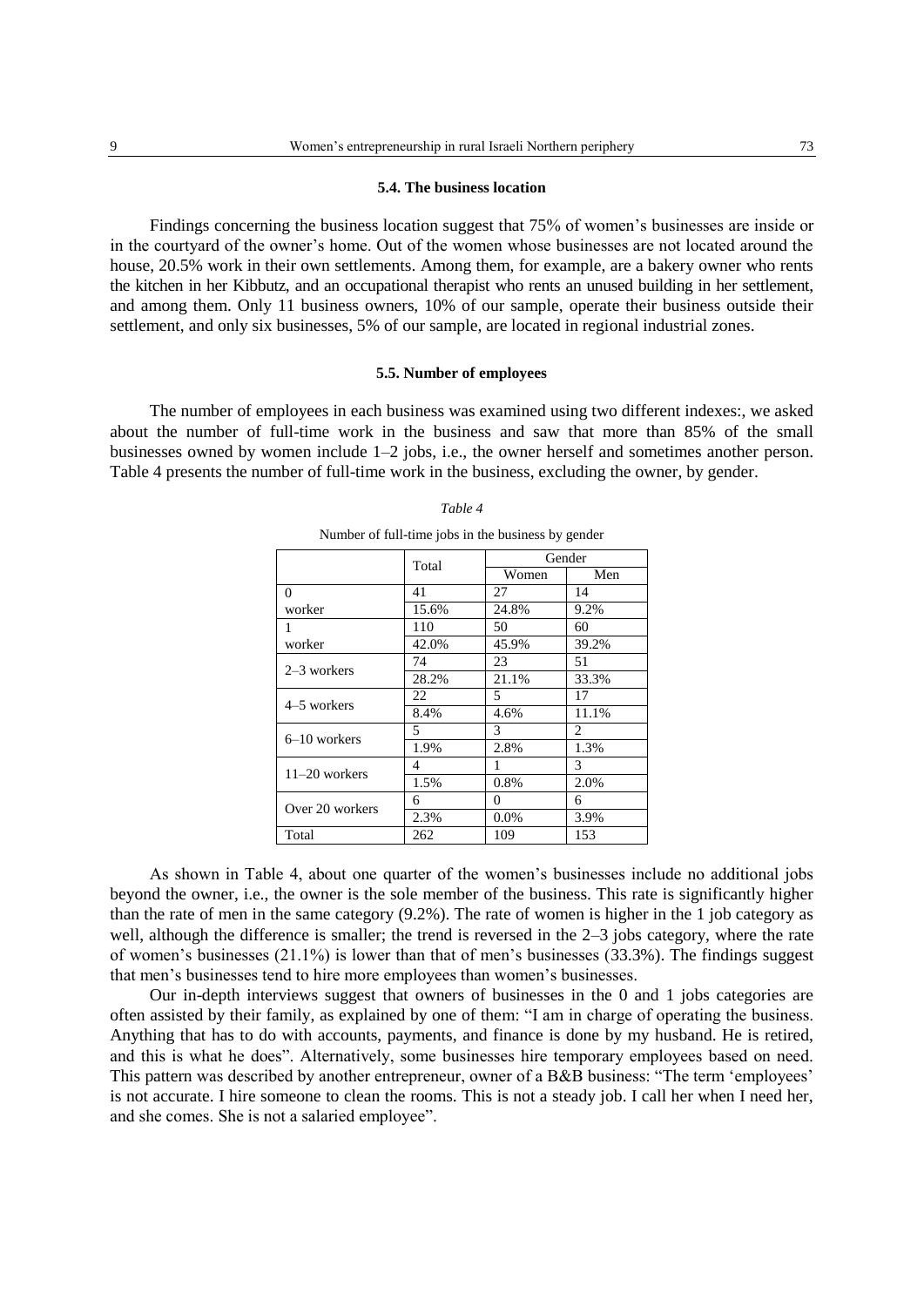### 5.4. The business location

Findings concerning the business location suggest that 75% of women's businesses are inside or in the courtyard of the owner's home. Out of the women whose businesses are not located around the house, 20.5% work in their own settlements. Among them, for example, are a bakery owner who rents the kitchen in her Kibbutz, and an occupational therapist who rents an unused building in her settlement, and among them. Only 11 business owners, 10% of our sample, operate their business outside their settlement, and only six businesses, 5% of our sample, are located in regional industrial zones.

### 5.5. Number of employees

The number of employees in each business was examined using two different indexes:, we asked about the number of full-time work in the business and saw that more than 85% of the small businesses owned by women include 1–2 jobs, i.e., the owner herself and sometimes another person. Table 4 presents the number of full-time work in the business, excluding the owner, by gender.

*Table 4*

Number of full-time jobs in the business by gender

| | Total | Gender | |
|---|---|---|---|
| | | Women | Men |
| 0 worker | 41 | 27 | 14 |
| | 15.6% | 24.8% | 9.2% |
| 1 worker | 110 | 50 | 60 |
| | 42.0% | 45.9% | 39.2% |
| 2–3 workers | 74 | 23 | 51 |
| | 28.2% | 21.1% | 33.3% |
| 4–5 workers | 22 | 5 | 17 |
| | 8.4% | 4.6% | 11.1% |
| 6–10 workers | 5 | 3 | 2 |
| | 1.9% | 2.8% | 1.3% |
| 11–20 workers | 4 | 1 | 3 |
| | 1.5% | 0.8% | 2.0% |
| Over 20 workers | 6 | 0 | 6 |
| | 2.3% | 0.0% | 3.9% |
| Total | 262 | 109 | 153 |

As shown in Table 4, about one quarter of the women's businesses include no additional jobs beyond the owner, i.e., the owner is the sole member of the business. This rate is significantly higher than the rate of men in the same category (9.2%). The rate of women is higher in the 1 job category as well, although the difference is smaller; the trend is reversed in the 2–3 jobs category, where the rate of women's businesses (21.1%) is lower than that of men's businesses (33.3%). The findings suggest that men's businesses tend to hire more employees than women's businesses.

Our in-depth interviews suggest that owners of businesses in the 0 and 1 jobs categories are often assisted by their family, as explained by one of them: "I am in charge of operating the business. Anything that has to do with accounts, payments, and finance is done by my husband. He is retired, and this is what he does". Alternatively, some businesses hire temporary employees based on need. This pattern was described by another entrepreneur, owner of a B&B business: "The term 'employees' is not accurate. I hire someone to clean the rooms. This is not a steady job. I call her when I need her, and she comes. She is not a salaried employee".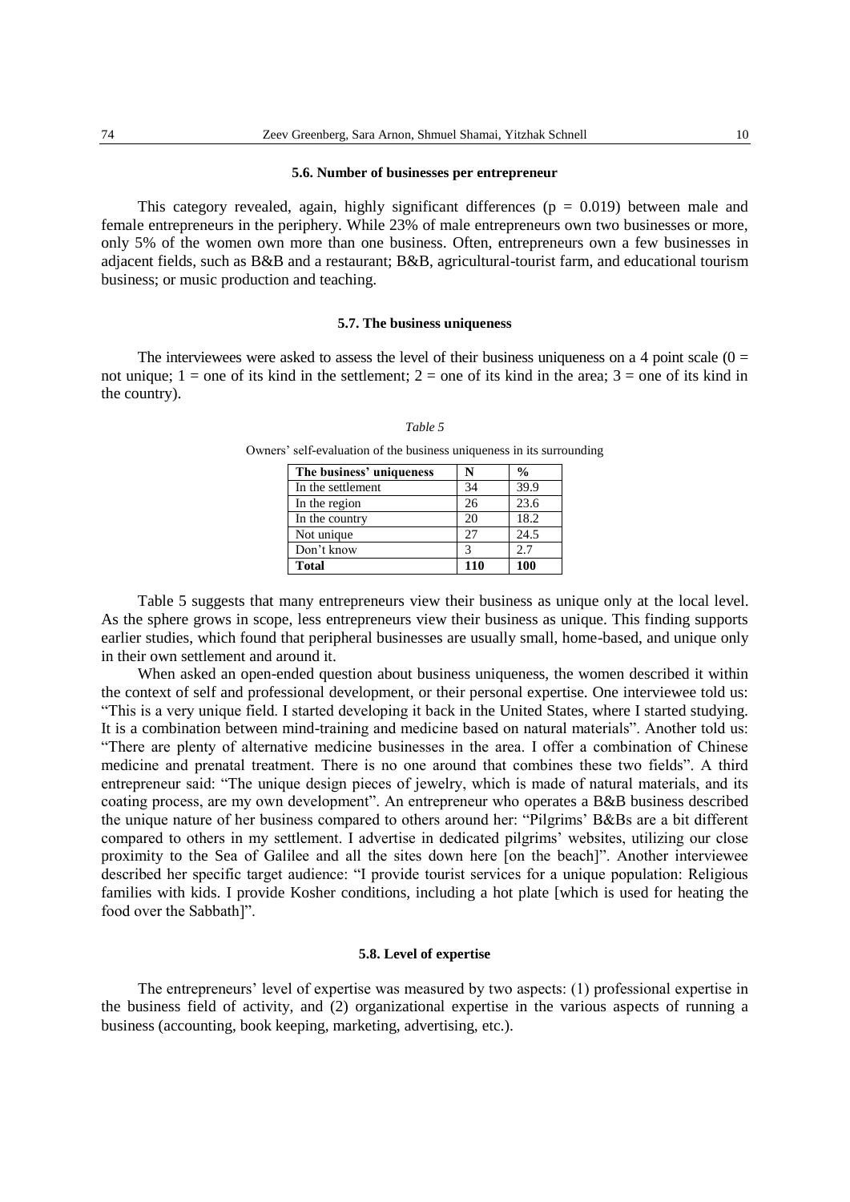### 5.6. Number of businesses per entrepreneur

This category revealed, again, highly significant differences ($p = 0.019$) between male and female entrepreneurs in the periphery. While 23% of male entrepreneurs own two businesses or more, only 5% of the women own more than one business. Often, entrepreneurs own a few businesses in adjacent fields, such as B&B and a restaurant; B&B, agricultural-tourist farm, and educational tourism business; or music production and teaching.

### 5.7. The business uniqueness

The interviewees were asked to assess the level of their business uniqueness on a 4 point scale (0 = not unique; 1 = one of its kind in the settlement; 2 = one of its kind in the area; 3 = one of its kind in the country).

*Table 5*

Owners' self-evaluation of the business uniqueness in its surrounding

| The business' uniqueness | N | % |
|---|---|---|
| In the settlement | 34 | 39.9 |
| In the region | 26 | 23.6 |
| In the country | 20 | 18.2 |
| Not unique | 27 | 24.5 |
| Don't know | 3 | 2.7 |
| **Total** | **110** | **100** |

Table 5 suggests that many entrepreneurs view their business as unique only at the local level. As the sphere grows in scope, less entrepreneurs view their business as unique. This finding supports earlier studies, which found that peripheral businesses are usually small, home-based, and unique only in their own settlement and around it.

When asked an open-ended question about business uniqueness, the women described it within the context of self and professional development, or their personal expertise. One interviewee told us: "This is a very unique field. I started developing it back in the United States, where I started studying. It is a combination between mind-training and medicine based on natural materials". Another told us: "There are plenty of alternative medicine businesses in the area. I offer a combination of Chinese medicine and prenatal treatment. There is no one around that combines these two fields". A third entrepreneur said: "The unique design pieces of jewelry, which is made of natural materials, and its coating process, are my own development". An entrepreneur who operates a B&B business described the unique nature of her business compared to others around her: "Pilgrims' B&Bs are a bit different compared to others in my settlement. I advertise in dedicated pilgrims' websites, utilizing our close proximity to the Sea of Galilee and all the sites down here [on the beach]". Another interviewee described her specific target audience: "I provide tourist services for a unique population: Religious families with kids. I provide Kosher conditions, including a hot plate [which is used for heating the food over the Sabbath]".

### 5.8. Level of expertise

The entrepreneurs' level of expertise was measured by two aspects: (1) professional expertise in the business field of activity, and (2) organizational expertise in the various aspects of running a business (accounting, book keeping, marketing, advertising, etc.).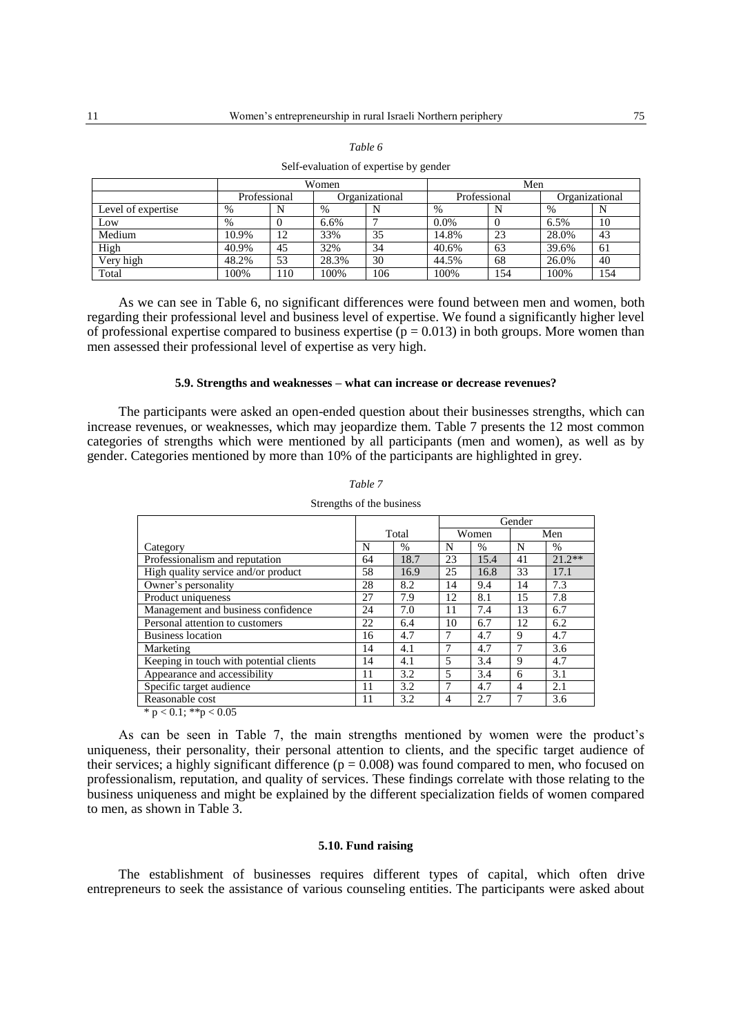*Table 6*

Self-evaluation of expertise by gender

| | Women | | | | Men | | | |
|---|---|---|---|---|---|---|---|---|
| | Professional | | Organizational | | Professional | | Organizational | |
| Level of expertise | % | N | % | N | % | N | % | N |
| Low | % | 0 | 6.6% | 7 | 0.0% | 0 | 6.5% | 10 |
| Medium | 10.9% | 12 | 33% | 35 | 14.8% | 23 | 28.0% | 43 |
| High | 40.9% | 45 | 32% | 34 | 40.6% | 63 | 39.6% | 61 |
| Very high | 48.2% | 53 | 28.3% | 30 | 44.5% | 68 | 26.0% | 40 |
| Total | 100% | 110 | 100% | 106 | 100% | 154 | 100% | 154 |

As we can see in Table 6, no significant differences were found between men and women, both regarding their professional level and business level of expertise. We found a significantly higher level of professional expertise compared to business expertise ($p = 0.013$) in both groups. More women than men assessed their professional level of expertise as very high.

### 5.9. Strengths and weaknesses – what can increase or decrease revenues?

The participants were asked an open-ended question about their businesses strengths, which can increase revenues, or weaknesses, which may jeopardize them. Table 7 presents the 12 most common categories of strengths which were mentioned by all participants (men and women), as well as by gender. Categories mentioned by more than 10% of the participants are highlighted in grey.

*Table 7*

Strengths of the business

| | | | Gender | | | |
|---|---|---|---|---|---|---|
| | Total | | Women | | Men | |
| Category | N | % | N | % | N | % |
| Professionalism and reputation | 64 | 18.7 | 23 | 15.4 | 41 | 21.2** |
| High quality service and/or product | 58 | 16.9 | 25 | 16.8 | 33 | 17.1 |
| Owner's personality | 28 | 8.2 | 14 | 9.4 | 14 | 7.3 |
| Product uniqueness | 27 | 7.9 | 12 | 8.1 | 15 | 7.8 |
| Management and business confidence | 24 | 7.0 | 11 | 7.4 | 13 | 6.7 |
| Personal attention to customers | 22 | 6.4 | 10 | 6.7 | 12 | 6.2 |
| Business location | 16 | 4.7 | 7 | 4.7 | 9 | 4.7 |
| Marketing | 14 | 4.1 | 7 | 4.7 | 7 | 3.6 |
| Keeping in touch with potential clients | 14 | 4.1 | 5 | 3.4 | 9 | 4.7 |
| Appearance and accessibility | 11 | 3.2 | 5 | 3.4 | 6 | 3.1 |
| Specific target audience | 11 | 3.2 | 7 | 4.7 | 4 | 2.1 |
| Reasonable cost | 11 | 3.2 | 4 | 2.7 | 7 | 3.6 |

* $p < 0.1$; ** $p < 0.05$

As can be seen in Table 7, the main strengths mentioned by women were the product's uniqueness, their personality, their personal attention to clients, and the specific target audience of their services; a highly significant difference ($p = 0.008$) was found compared to men, who focused on professionalism, reputation, and quality of services. These findings correlate with those relating to the business uniqueness and might be explained by the different specialization fields of women compared to men, as shown in Table 3.

### 5.10. Fund raising

The establishment of businesses requires different types of capital, which often drive entrepreneurs to seek the assistance of various counseling entities. The participants were asked about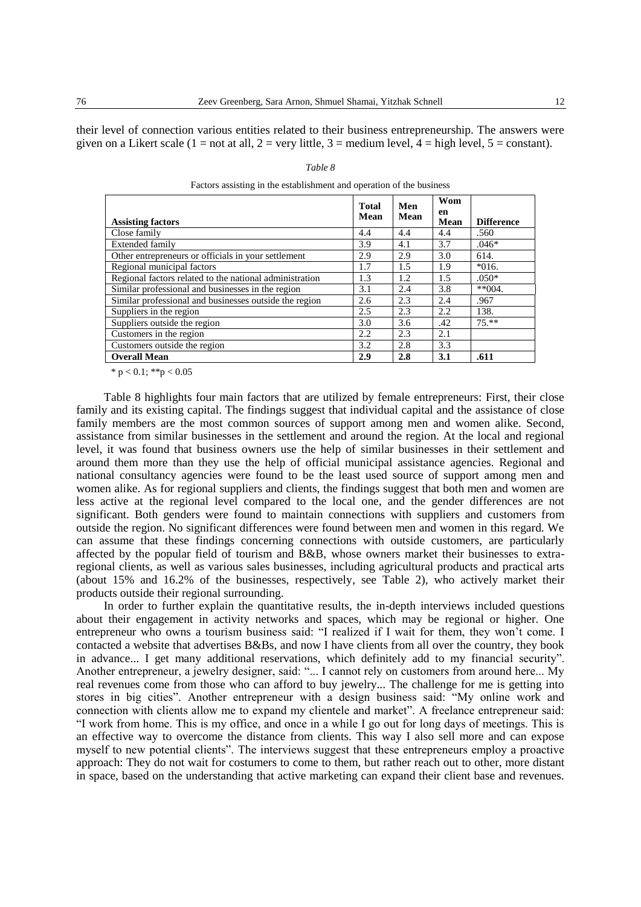their level of connection various entities related to their business entrepreneurship. The answers were given on a Likert scale (1 = not at all, 2 = very little, 3 = medium level, 4 = high level, 5 = constant).

*Table 8*

Factors assisting in the establishment and operation of the business

| Assisting factors | Total Mean | Men Mean | Women Mean | Difference |
|---|---|---|---|---|
| Close family | 4.4 | 4.4 | 4.4 | .560 |
| Extended family | 3.9 | 4.1 | 3.7 | .046* |
| Other entrepreneurs or officials in your settlement | 2.9 | 2.9 | 3.0 | 614. |
| Regional municipal factors | 1.7 | 1.5 | 1.9 | *016. |
| Regional factors related to the national administration | 1.3 | 1.2 | 1.5 | .050* |
| Similar professional and businesses in the region | 3.1 | 2.4 | 3.8 | **004. |
| Similar professional and businesses outside the region | 2.6 | 2.3 | 2.4 | .967 |
| Suppliers in the region | 2.5 | 2.3 | 2.2 | 138. |
| Suppliers outside the region | 3.0 | 3.6 | .42 | 75.** |
| Customers in the region | 2.2 | 2.3 | 2.1 | |
| Customers outside the region | 3.2 | 2.8 | 3.3 | |
| **Overall Mean** | **2.9** | **2.8** | **3.1** | **.611** |

* $p < 0.1$; ** $p < 0.05$

Table 8 highlights four main factors that are utilized by female entrepreneurs: First, their close family and its existing capital. The findings suggest that individual capital and the assistance of close family members are the most common sources of support among men and women alike. Second, assistance from similar businesses in the settlement and around the region. At the local and regional level, it was found that business owners use the help of similar businesses in their settlement and around them more than they use the help of official municipal assistance agencies. Regional and national consultancy agencies were found to be the least used source of support among men and women alike. As for regional suppliers and clients, the findings suggest that both men and women are less active at the regional level compared to the local one, and the gender differences are not significant. Both genders were found to maintain connections with suppliers and customers from outside the region. No significant differences were found between men and women in this regard. We can assume that these findings concerning connections with outside customers, are particularly affected by the popular field of tourism and B&B, whose owners market their businesses to extra-regional clients, as well as various sales businesses, including agricultural products and practical arts (about 15% and 16.2% of the businesses, respectively, see Table 2), who actively market their products outside their regional surrounding.

In order to further explain the quantitative results, the in-depth interviews included questions about their engagement in activity networks and spaces, which may be regional or higher. One entrepreneur who owns a tourism business said: "I realized if I wait for them, they won't come. I contacted a website that advertises B&Bs, and now I have clients from all over the country, they book in advance... I get many additional reservations, which definitely add to my financial security". Another entrepreneur, a jewelry designer, said: "... I cannot rely on customers from around here... My real revenues come from those who can afford to buy jewelry... The challenge for me is getting into stores in big cities". Another entrepreneur with a design business said: "My online work and connection with clients allow me to expand my clientele and market". A freelance entrepreneur said: "I work from home. This is my office, and once in a while I go out for long days of meetings. This is an effective way to overcome the distance from clients. This way I also sell more and can expose myself to new potential clients". The interviews suggest that these entrepreneurs employ a proactive approach: They do not wait for costumers to come to them, but rather reach out to other, more distant in space, based on the understanding that active marketing can expand their client base and revenues.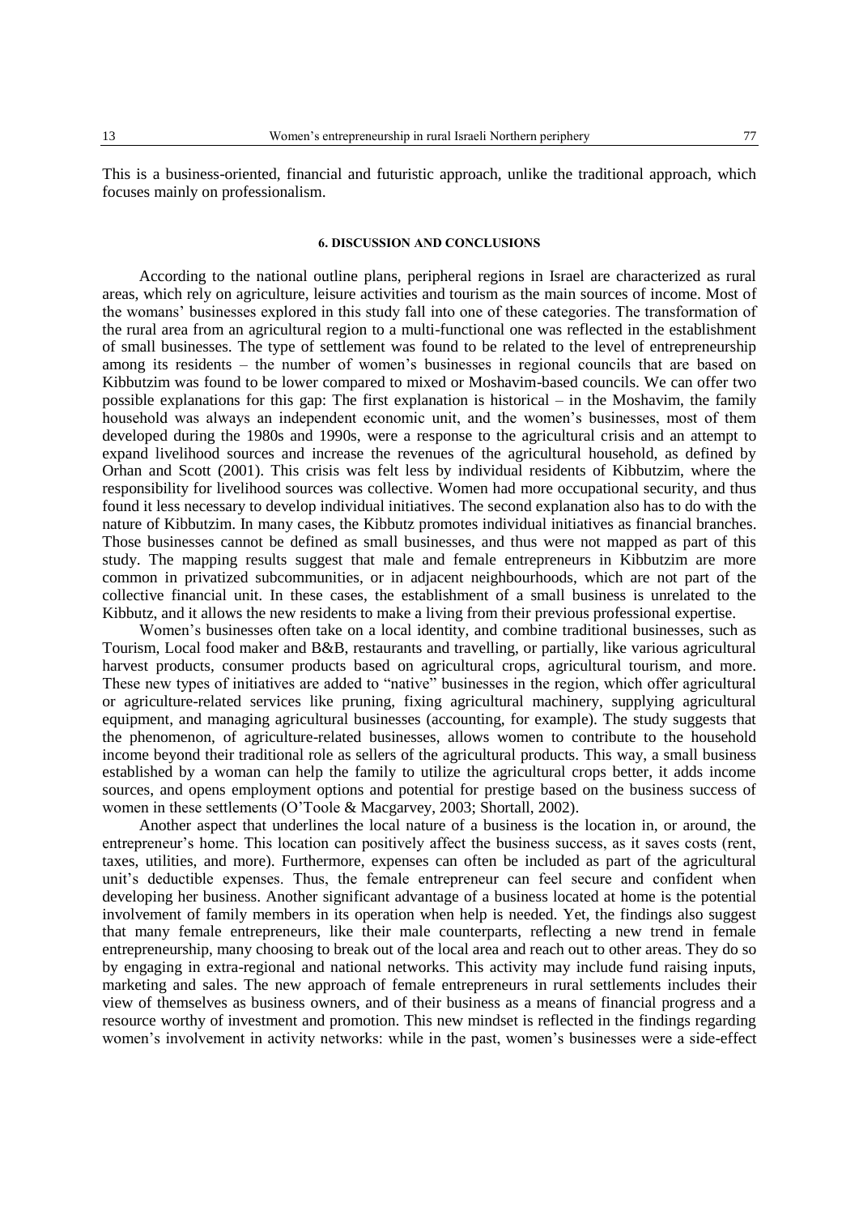This is a business-oriented, financial and futuristic approach, unlike the traditional approach, which focuses mainly on professionalism.

## 6. DISCUSSION AND CONCLUSIONS

According to the national outline plans, peripheral regions in Israel are characterized as rural areas, which rely on agriculture, leisure activities and tourism as the main sources of income. Most of the womans' businesses explored in this study fall into one of these categories. The transformation of the rural area from an agricultural region to a multi-functional one was reflected in the establishment of small businesses. The type of settlement was found to be related to the level of entrepreneurship among its residents – the number of women's businesses in regional councils that are based on Kibbutzim was found to be lower compared to mixed or Moshavim-based councils. We can offer two possible explanations for this gap: The first explanation is historical – in the Moshavim, the family household was always an independent economic unit, and the women's businesses, most of them developed during the 1980s and 1990s, were a response to the agricultural crisis and an attempt to expand livelihood sources and increase the revenues of the agricultural household, as defined by Orhan and Scott (2001). This crisis was felt less by individual residents of Kibbutzim, where the responsibility for livelihood sources was collective. Women had more occupational security, and thus found it less necessary to develop individual initiatives. The second explanation also has to do with the nature of Kibbutzim. In many cases, the Kibbutz promotes individual initiatives as financial branches. Those businesses cannot be defined as small businesses, and thus were not mapped as part of this study. The mapping results suggest that male and female entrepreneurs in Kibbutzim are more common in privatized subcommunities, or in adjacent neighbourhoods, which are not part of the collective financial unit. In these cases, the establishment of a small business is unrelated to the Kibbutz, and it allows the new residents to make a living from their previous professional expertise.

Women's businesses often take on a local identity, and combine traditional businesses, such as Tourism, Local food maker and B&B, restaurants and travelling, or partially, like various agricultural harvest products, consumer products based on agricultural crops, agricultural tourism, and more. These new types of initiatives are added to "native" businesses in the region, which offer agricultural or agriculture-related services like pruning, fixing agricultural machinery, supplying agricultural equipment, and managing agricultural businesses (accounting, for example). The study suggests that the phenomenon, of agriculture-related businesses, allows women to contribute to the household income beyond their traditional role as sellers of the agricultural products. This way, a small business established by a woman can help the family to utilize the agricultural crops better, it adds income sources, and opens employment options and potential for prestige based on the business success of women in these settlements (O'Toole & Macgarvey, 2003; Shortall, 2002).

Another aspect that underlines the local nature of a business is the location in, or around, the entrepreneur's home. This location can positively affect the business success, as it saves costs (rent, taxes, utilities, and more). Furthermore, expenses can often be included as part of the agricultural unit's deductible expenses. Thus, the female entrepreneur can feel secure and confident when developing her business. Another significant advantage of a business located at home is the potential involvement of family members in its operation when help is needed. Yet, the findings also suggest that many female entrepreneurs, like their male counterparts, reflecting a new trend in female entrepreneurship, many choosing to break out of the local area and reach out to other areas. They do so by engaging in extra-regional and national networks. This activity may include fund raising inputs, marketing and sales. The new approach of female entrepreneurs in rural settlements includes their view of themselves as business owners, and of their business as a means of financial progress and a resource worthy of investment and promotion. This new mindset is reflected in the findings regarding women's involvement in activity networks: while in the past, women's businesses were a side-effect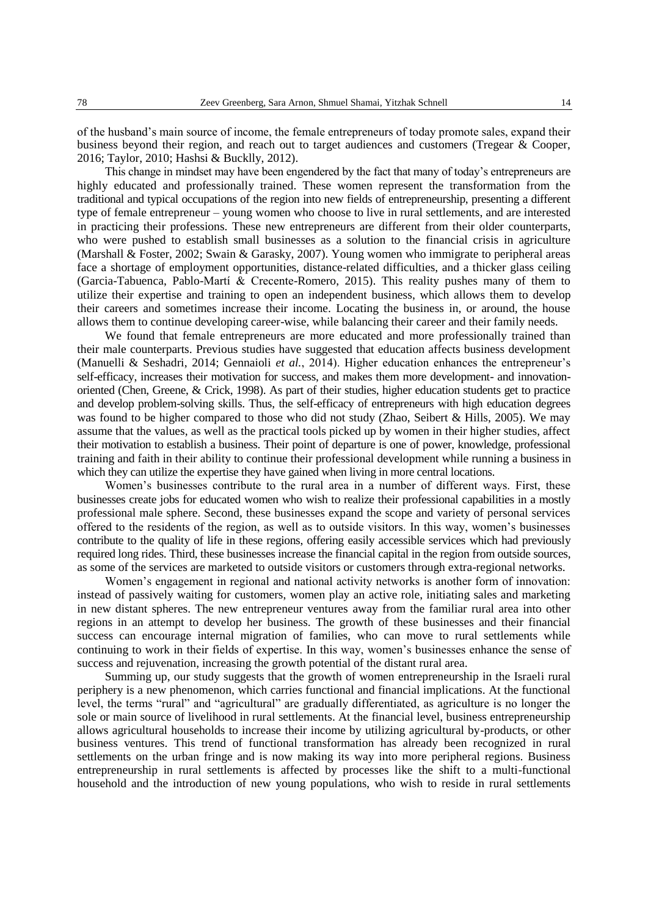of the husband's main source of income, the female entrepreneurs of today promote sales, expand their business beyond their region, and reach out to target audiences and customers (Tregear & Cooper, 2016; Taylor, 2010; Hashsi & Bucklly, 2012).

This change in mindset may have been engendered by the fact that many of today's entrepreneurs are highly educated and professionally trained. These women represent the transformation from the traditional and typical occupations of the region into new fields of entrepreneurship, presenting a different type of female entrepreneur – young women who choose to live in rural settlements, and are interested in practicing their professions. These new entrepreneurs are different from their older counterparts, who were pushed to establish small businesses as a solution to the financial crisis in agriculture (Marshall & Foster, 2002; Swain & Garasky, 2007). Young women who immigrate to peripheral areas face a shortage of employment opportunities, distance-related difficulties, and a thicker glass ceiling (Garcia-Tabuenca, Pablo-Martí & Crecente-Romero, 2015). This reality pushes many of them to utilize their expertise and training to open an independent business, which allows them to develop their careers and sometimes increase their income. Locating the business in, or around, the house allows them to continue developing career-wise, while balancing their career and their family needs.

We found that female entrepreneurs are more educated and more professionally trained than their male counterparts. Previous studies have suggested that education affects business development (Manuelli & Seshadri, 2014; Gennaioli *et al.*, 2014). Higher education enhances the entrepreneur's self-efficacy, increases their motivation for success, and makes them more development- and innovation-oriented (Chen, Greene, & Crick, 1998). As part of their studies, higher education students get to practice and develop problem-solving skills. Thus, the self-efficacy of entrepreneurs with high education degrees was found to be higher compared to those who did not study (Zhao, Seibert & Hills, 2005). We may assume that the values, as well as the practical tools picked up by women in their higher studies, affect their motivation to establish a business. Their point of departure is one of power, knowledge, professional training and faith in their ability to continue their professional development while running a business in which they can utilize the expertise they have gained when living in more central locations.

Women's businesses contribute to the rural area in a number of different ways. First, these businesses create jobs for educated women who wish to realize their professional capabilities in a mostly professional male sphere. Second, these businesses expand the scope and variety of personal services offered to the residents of the region, as well as to outside visitors. In this way, women's businesses contribute to the quality of life in these regions, offering easily accessible services which had previously required long rides. Third, these businesses increase the financial capital in the region from outside sources, as some of the services are marketed to outside visitors or customers through extra-regional networks.

Women's engagement in regional and national activity networks is another form of innovation: instead of passively waiting for customers, women play an active role, initiating sales and marketing in new distant spheres. The new entrepreneur ventures away from the familiar rural area into other regions in an attempt to develop her business. The growth of these businesses and their financial success can encourage internal migration of families, who can move to rural settlements while continuing to work in their fields of expertise. In this way, women's businesses enhance the sense of success and rejuvenation, increasing the growth potential of the distant rural area.

Summing up, our study suggests that the growth of women entrepreneurship in the Israeli rural periphery is a new phenomenon, which carries functional and financial implications. At the functional level, the terms "rural" and "agricultural" are gradually differentiated, as agriculture is no longer the sole or main source of livelihood in rural settlements. At the financial level, business entrepreneurship allows agricultural households to increase their income by utilizing agricultural by-products, or other business ventures. This trend of functional transformation has already been recognized in rural settlements on the urban fringe and is now making its way into more peripheral regions. Business entrepreneurship in rural settlements is affected by processes like the shift to a multi-functional household and the introduction of new young populations, who wish to reside in rural settlements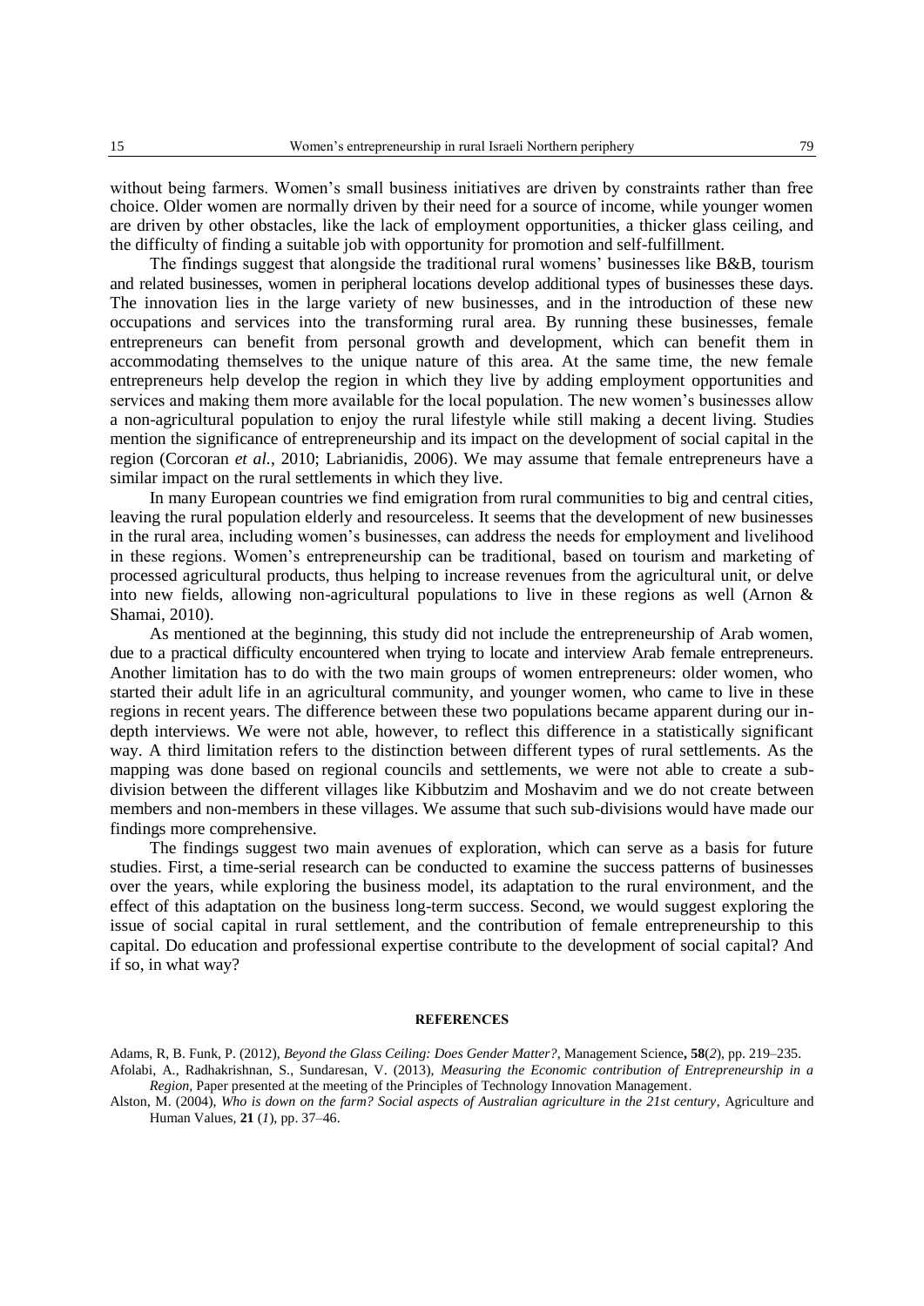without being farmers. Women's small business initiatives are driven by constraints rather than free choice. Older women are normally driven by their need for a source of income, while younger women are driven by other obstacles, like the lack of employment opportunities, a thicker glass ceiling, and the difficulty of finding a suitable job with opportunity for promotion and self-fulfillment.

The findings suggest that alongside the traditional rural womens' businesses like B&B, tourism and related businesses, women in peripheral locations develop additional types of businesses these days. The innovation lies in the large variety of new businesses, and in the introduction of these new occupations and services into the transforming rural area. By running these businesses, female entrepreneurs can benefit from personal growth and development, which can benefit them in accommodating themselves to the unique nature of this area. At the same time, the new female entrepreneurs help develop the region in which they live by adding employment opportunities and services and making them more available for the local population. The new women's businesses allow a non-agricultural population to enjoy the rural lifestyle while still making a decent living. Studies mention the significance of entrepreneurship and its impact on the development of social capital in the region (Corcoran *et al.*, 2010; Labrianidis, 2006). We may assume that female entrepreneurs have a similar impact on the rural settlements in which they live.

In many European countries we find emigration from rural communities to big and central cities, leaving the rural population elderly and resourceless. It seems that the development of new businesses in the rural area, including women's businesses, can address the needs for employment and livelihood in these regions. Women's entrepreneurship can be traditional, based on tourism and marketing of processed agricultural products, thus helping to increase revenues from the agricultural unit, or delve into new fields, allowing non-agricultural populations to live in these regions as well (Arnon & Shamai, 2010).

As mentioned at the beginning, this study did not include the entrepreneurship of Arab women, due to a practical difficulty encountered when trying to locate and interview Arab female entrepreneurs. Another limitation has to do with the two main groups of women entrepreneurs: older women, who started their adult life in an agricultural community, and younger women, who came to live in these regions in recent years. The difference between these two populations became apparent during our in-depth interviews. We were not able, however, to reflect this difference in a statistically significant way. A third limitation refers to the distinction between different types of rural settlements. As the mapping was done based on regional councils and settlements, we were not able to create a sub-division between the different villages like Kibbutzim and Moshavim and we do not create between members and non-members in these villages. We assume that such sub-divisions would have made our findings more comprehensive.

The findings suggest two main avenues of exploration, which can serve as a basis for future studies. First, a time-serial research can be conducted to examine the success patterns of businesses over the years, while exploring the business model, its adaptation to the rural environment, and the effect of this adaptation on the business long-term success. Second, we would suggest exploring the issue of social capital in rural settlement, and the contribution of female entrepreneurship to this capital. Do education and professional expertise contribute to the development of social capital? And if so, in what way?

## REFERENCES

Adams, R, B. Funk, P. (2012), *Beyond the Glass Ceiling: Does Gender Matter?*, Management Science**, 58**(*2*), pp. 219–235.

Afolabi, A., Radhakrishnan, S., Sundaresan, V. (2013), *Measuring the Economic contribution of Entrepreneurship in a Region*, Paper presented at the meeting of the Principles of Technology Innovation Management.

Alston, M. (2004), *Who is down on the farm? Social aspects of Australian agriculture in the 21st century*, Agriculture and Human Values, **21** (*1*), pp. 37–46.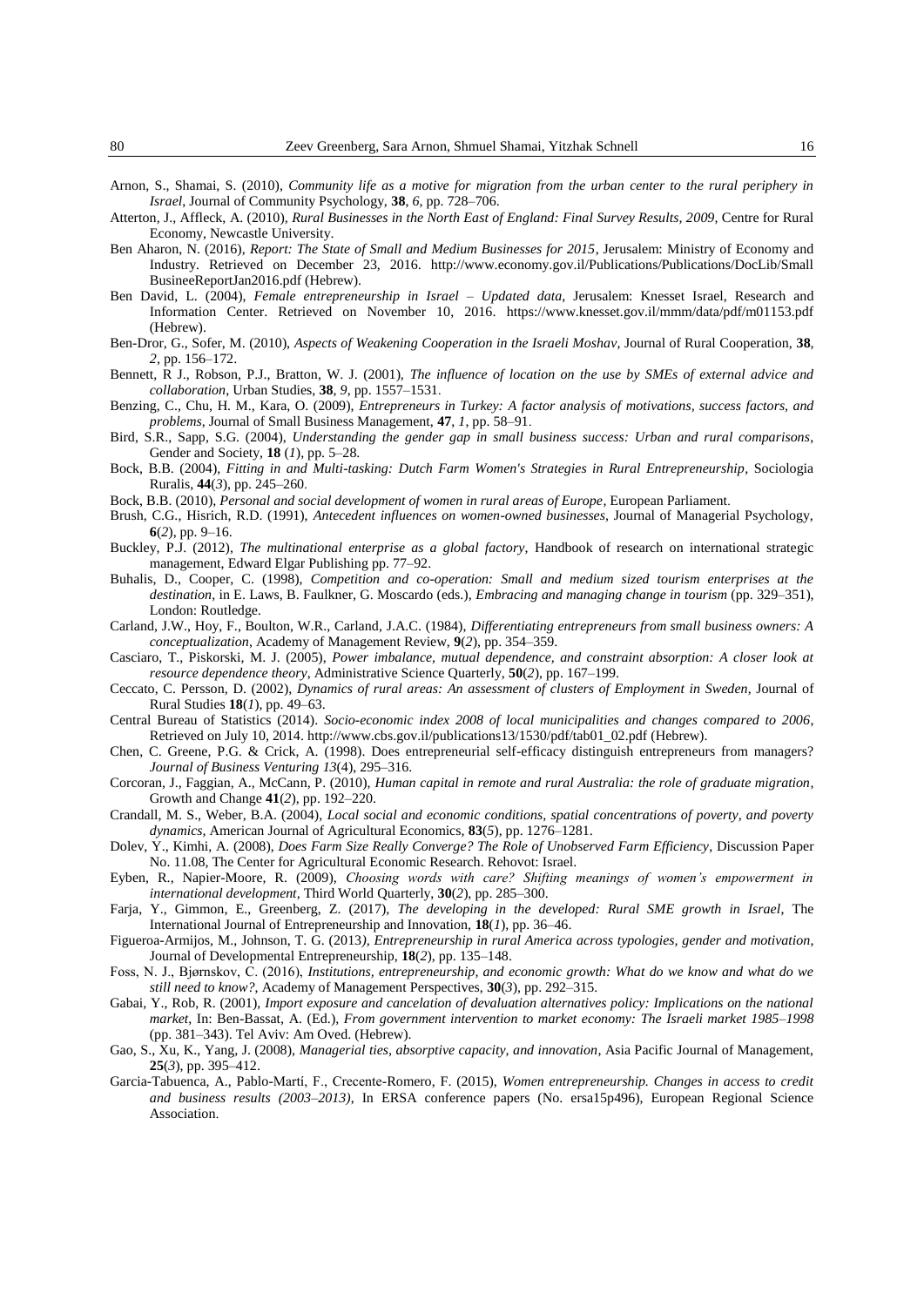Arnon, S., Shamai, S. (2010), *Community life as a motive for migration from the urban center to the rural periphery in Israel*, Journal of Community Psychology, **38**, *6*, pp. 728–706.

Atterton, J., Affleck, A. (2010), *Rural Businesses in the North East of England: Final Survey Results, 2009*, Centre for Rural Economy, Newcastle University.

Ben Aharon, N. (2016), *Report: The State of Small and Medium Businesses for 2015*, Jerusalem: Ministry of Economy and Industry. Retrieved on December 23, 2016. http://www.economy.gov.il/Publications/Publications/DocLib/Small BusineeReportJan2016.pdf (Hebrew).

Ben David, L. (2004), *Female entrepreneurship in Israel – Updated data*, Jerusalem: Knesset Israel, Research and Information Center. Retrieved on November 10, 2016. https://www.knesset.gov.il/mmm/data/pdf/m01153.pdf (Hebrew).

Ben-Dror, G., Sofer, M. (2010), *Aspects of Weakening Cooperation in the Israeli Moshav*, Journal of Rural Cooperation, **38**, *2*, pp. 156–172.

Bennett, R J., Robson, P.J., Bratton, W. J. (2001), *The influence of location on the use by SMEs of external advice and collaboration*, Urban Studies, **38**, *9*, pp. 1557–1531.

Benzing, C., Chu, H. M., Kara, O. (2009), *Entrepreneurs in Turkey: A factor analysis of motivations, success factors, and problems*, Journal of Small Business Management, **47**, *1*, pp. 58–91.

Bird, S.R., Sapp, S.G. (2004), *Understanding the gender gap in small business success: Urban and rural comparisons*, Gender and Society, **18** (*1*), pp. 5–28.

Bock, B.B. (2004), *Fitting in and Multi-tasking: Dutch Farm Women's Strategies in Rural Entrepreneurship*, Sociologia Ruralis, **44**(*3*), pp. 245–260.

Bock, B.B. (2010), *Personal and social development of women in rural areas of Europe*, European Parliament.

Brush, C.G., Hisrich, R.D. (1991), *Antecedent influences on women-owned businesses*, Journal of Managerial Psychology, **6**(*2*), pp. 9–16.

Buckley, P.J. (2012), *The multinational enterprise as a global factory*, Handbook of research on international strategic management, Edward Elgar Publishing pp. 77–92.

Buhalis, D., Cooper, C. (1998), *Competition and co-operation: Small and medium sized tourism enterprises at the destination*, in E. Laws, B. Faulkner, G. Moscardo (eds.), *Embracing and managing change in tourism* (pp. 329–351), London: Routledge.

Carland, J.W., Hoy, F., Boulton, W.R., Carland, J.A.C. (1984), *Differentiating entrepreneurs from small business owners: A conceptualization*, Academy of Management Review, **9**(*2*), pp. 354–359.

Casciaro, T., Piskorski, M. J. (2005), *Power imbalance, mutual dependence, and constraint absorption: A closer look at resource dependence theory*, Administrative Science Quarterly, **50**(*2*), pp. 167–199.

Ceccato, C. Persson, D. (2002), *Dynamics of rural areas: An assessment of clusters of Employment in Sweden*, Journal of Rural Studies **18**(*1*), pp. 49–63.

Central Bureau of Statistics (2014). *Socio-economic index 2008 of local municipalities and changes compared to 2006*, Retrieved on July 10, 2014. http://www.cbs.gov.il/publications13/1530/pdf/tab01_02.pdf (Hebrew).

Chen, C. Greene, P.G. & Crick, A. (1998). Does entrepreneurial self-efficacy distinguish entrepreneurs from managers? *Journal of Business Venturing 13*(4), 295–316.

Corcoran, J., Faggian, A., McCann, P. (2010), *Human capital in remote and rural Australia: the role of graduate migration*, Growth and Change **41**(*2*), pp. 192–220.

Crandall, M. S., Weber, B.A. (2004), *Local social and economic conditions, spatial concentrations of poverty, and poverty dynamics*, American Journal of Agricultural Economics, **83**(*5*), pp. 1276–1281.

Dolev, Y., Kimhi, A. (2008), *Does Farm Size Really Converge? The Role of Unobserved Farm Efficiency*, Discussion Paper No. 11.08, The Center for Agricultural Economic Research. Rehovot: Israel.

Eyben, R., Napier-Moore, R. (2009), *Choosing words with care? Shifting meanings of women's empowerment in international development*, Third World Quarterly, **30**(*2*), pp. 285–300.

Farja, Y., Gimmon, E., Greenberg, Z. (2017), *The developing in the developed: Rural SME growth in Israel*, The International Journal of Entrepreneurship and Innovation, **18**(*1*), pp. 36–46.

Figueroa-Armijos, M., Johnson, T. G. (2013*), Entrepreneurship in rural America across typologies, gender and motivation*, Journal of Developmental Entrepreneurship, **18**(*2*), pp. 135–148.

Foss, N. J., Bjørnskov, C. (2016), *Institutions, entrepreneurship, and economic growth: What do we know and what do we still need to know?*, Academy of Management Perspectives, **30**(*3*), pp. 292–315.

Gabai, Y., Rob, R. (2001), *Import exposure and cancelation of devaluation alternatives policy: Implications on the national market*, In: Ben-Bassat, A. (Ed.), *From government intervention to market economy: The Israeli market 1985–1998* (pp. 381–343). Tel Aviv: Am Oved. (Hebrew).

Gao, S., Xu, K., Yang, J. (2008), *Managerial ties, absorptive capacity, and innovation*, Asia Pacific Journal of Management, **25**(*3*), pp. 395–412.

Garcia-Tabuenca, A., Pablo-Martí, F., Crecente-Romero, F. (2015), *Women entrepreneurship. Changes in access to credit and business results (2003–2013)*, In ERSA conference papers (No. ersa15p496), European Regional Science Association.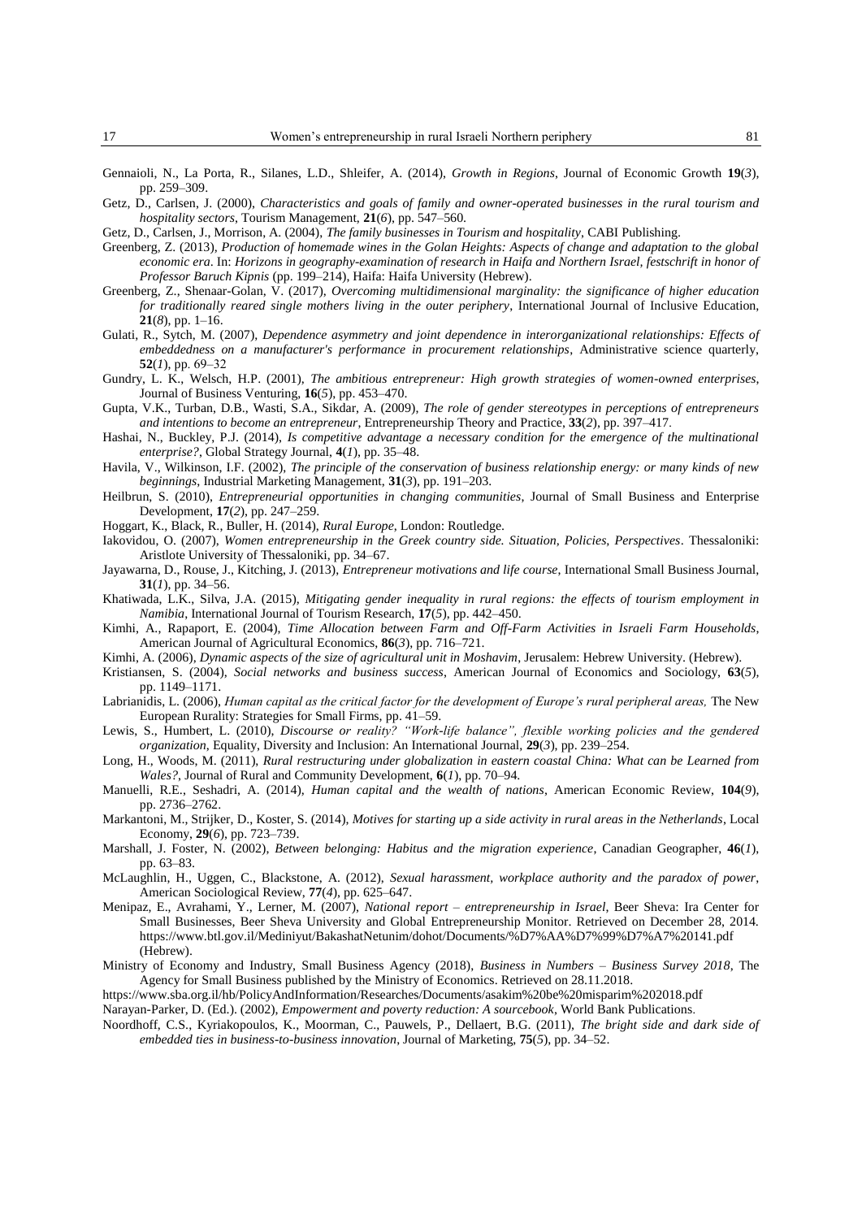Gennaioli, N., La Porta, R., Silanes, L.D., Shleifer, A. (2014), *Growth in Regions*, Journal of Economic Growth **19**(*3*), pp. 259–309.

Getz, D., Carlsen, J. (2000), *Characteristics and goals of family and owner-operated businesses in the rural tourism and hospitality sectors*, Tourism Management, **21**(*6*), pp. 547–560.

Getz, D., Carlsen, J., Morrison, A. (2004), *The family businesses in Tourism and hospitality*, CABI Publishing.

Greenberg, Z. (2013), *Production of homemade wines in the Golan Heights: Aspects of change and adaptation to the global economic era*. In: *Horizons in geography-examination of research in Haifa and Northern Israel, festschrift in honor of Professor Baruch Kipnis* (pp. 199–214), Haifa: Haifa University (Hebrew).

Greenberg, Z., Shenaar-Golan, V. (2017), *Overcoming multidimensional marginality: the significance of higher education for traditionally reared single mothers living in the outer periphery*, International Journal of Inclusive Education, **21**(*8*), pp. 1–16.

Gulati, R., Sytch, M. (2007), *Dependence asymmetry and joint dependence in interorganizational relationships: Effects of embeddedness on a manufacturer's performance in procurement relationships*, Administrative science quarterly, **52**(*1*), pp. 69–32

Gundry, L. K., Welsch, H.P. (2001), *The ambitious entrepreneur: High growth strategies of women-owned enterprises*, Journal of Business Venturing, **16**(*5*), pp. 453–470.

Gupta, V.K., Turban, D.B., Wasti, S.A., Sikdar, A. (2009), *The role of gender stereotypes in perceptions of entrepreneurs and intentions to become an entrepreneur*, Entrepreneurship Theory and Practice, **33**(*2*), pp. 397–417.

Hashai, N., Buckley, P.J. (2014), *Is competitive advantage a necessary condition for the emergence of the multinational enterprise?*, Global Strategy Journal, **4**(*1*), pp. 35–48.

Havila, V., Wilkinson, I.F. (2002), *The principle of the conservation of business relationship energy: or many kinds of new beginnings*, Industrial Marketing Management, **31**(*3*), pp. 191–203.

Heilbrun, S. (2010), *Entrepreneurial opportunities in changing communities*, Journal of Small Business and Enterprise Development, **17**(*2*), pp. 247–259.

Hoggart, K., Black, R., Buller, H. (2014), *Rural Europe*, London: Routledge.

Iakovidou, O. (2007), *Women entrepreneurship in the Greek country side. Situation, Policies, Perspectives*. Thessaloniki: Aristlote University of Thessaloniki, pp. 34–67.

Jayawarna, D., Rouse, J., Kitching, J. (2013), *Entrepreneur motivations and life course*, International Small Business Journal, **31**(*1*), pp. 34–56.

Khatiwada, L.K., Silva, J.A. (2015), *Mitigating gender inequality in rural regions: the effects of tourism employment in Namibia*, International Journal of Tourism Research, **17**(*5*), pp. 442–450.

Kimhi, A., Rapaport, E. (2004), *Time Allocation between Farm and Off-Farm Activities in Israeli Farm Households*, American Journal of Agricultural Economics, **86**(*3*), pp. 716–721.

Kimhi, A. (2006), *Dynamic aspects of the size of agricultural unit in Moshavim*, Jerusalem: Hebrew University. (Hebrew).

Kristiansen, S. (2004), *Social networks and business success*, American Journal of Economics and Sociology, **63**(*5*), pp. 1149–1171.

Labrianidis, L. (2006), *Human capital as the critical factor for the development of Europe's rural peripheral areas,* The New European Rurality: Strategies for Small Firms, pp. 41–59.

Lewis, S., Humbert, L. (2010), *Discourse or reality? "Work-life balance", flexible working policies and the gendered organization*, Equality, Diversity and Inclusion: An International Journal, **29**(*3*), pp. 239–254.

Long, H., Woods, M. (2011), *Rural restructuring under globalization in eastern coastal China: What can be Learned from Wales?*, Journal of Rural and Community Development, **6**(*1*), pp. 70–94.

Manuelli, R.E., Seshadri, A. (2014), *Human capital and the wealth of nations*, American Economic Review, **104**(*9*), pp. 2736–2762.

Markantoni, M., Strijker, D., Koster, S. (2014), *Motives for starting up a side activity in rural areas in the Netherlands*, Local Economy, **29**(*6*), pp. 723–739.

Marshall, J. Foster, N. (2002), *Between belonging: Habitus and the migration experience*, Canadian Geographer, **46**(*1*), pp. 63–83.

McLaughlin, H., Uggen, C., Blackstone, A. (2012), *Sexual harassment, workplace authority and the paradox of power*, American Sociological Review, **77**(*4*), pp. 625–647.

Menipaz, E., Avrahami, Y., Lerner, M. (2007), *National report – entrepreneurship in Israel*, Beer Sheva: Ira Center for Small Businesses, Beer Sheva University and Global Entrepreneurship Monitor. Retrieved on December 28, 2014. https://www.btl.gov.il/Mediniyut/BakashatNetunim/dohot/Documents/%D7%AA%D7%99%D7%A7%20141.pdf (Hebrew).

Ministry of Economy and Industry, Small Business Agency (2018), *Business in Numbers – Business Survey 2018*, The Agency for Small Business published by the Ministry of Economics. Retrieved on 28.11.2018.

https://www.sba.org.il/hb/PolicyAndInformation/Researches/Documents/asakim%20be%20misparim%202018.pdf

Narayan-Parker, D. (Ed.). (2002), *Empowerment and poverty reduction: A sourcebook*, World Bank Publications.

Noordhoff, C.S., Kyriakopoulos, K., Moorman, C., Pauwels, P., Dellaert, B.G. (2011), *The bright side and dark side of embedded ties in business-to-business innovation*, Journal of Marketing, **75**(*5*), pp. 34–52.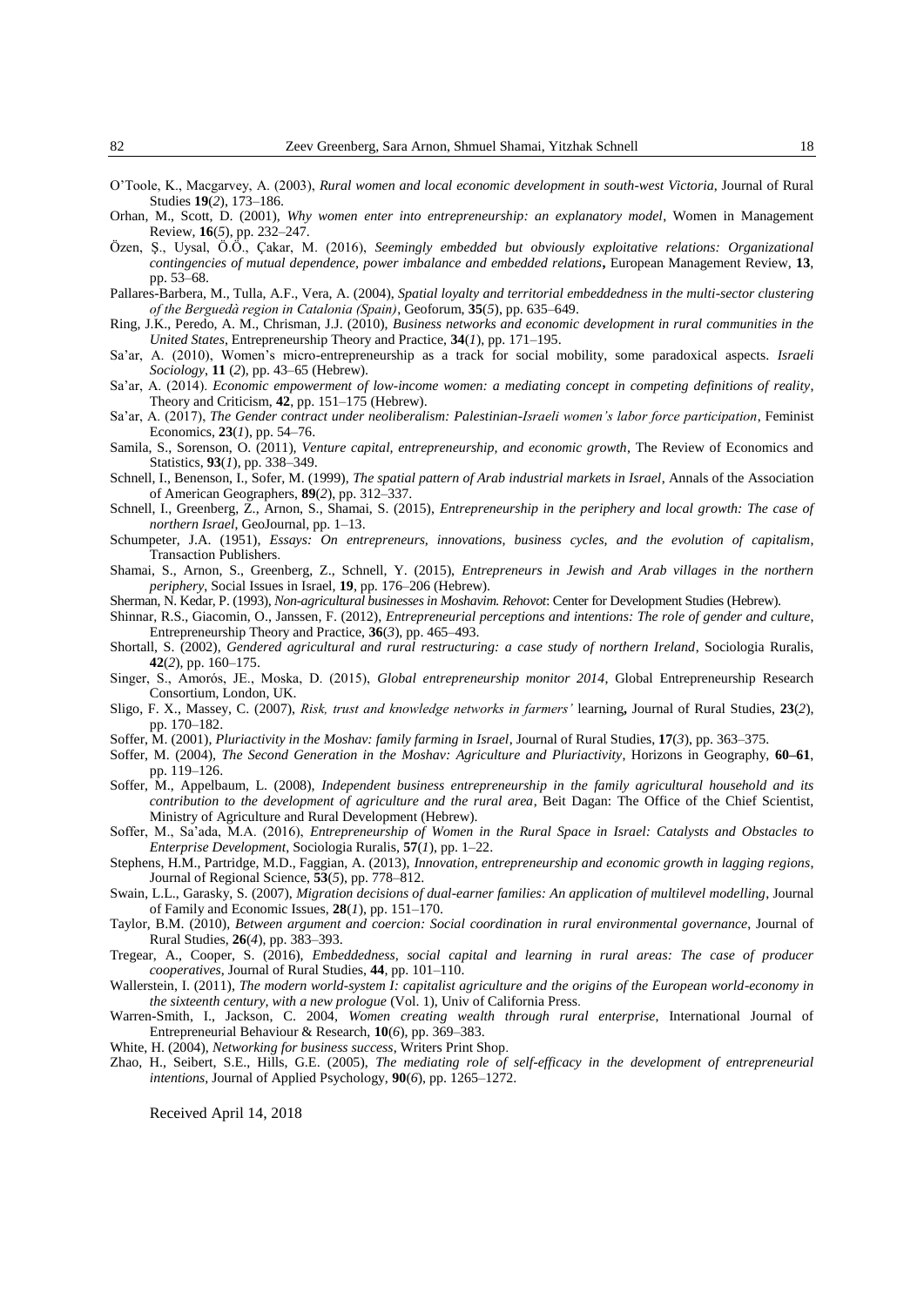O'Toole, K., Macgarvey, A. (2003), *Rural women and local economic development in south-west Victoria*, Journal of Rural Studies **19**(*2*), 173–186.

Orhan, M., Scott, D. (2001), *Why women enter into entrepreneurship: an explanatory model*, Women in Management Review, **16**(*5*), pp. 232–247.

Özen, Ş., Uysal, Ö.Ö., Çakar, M. (2016), *Seemingly embedded but obviously exploitative relations: Organizational contingencies of mutual dependence, power imbalance and embedded relations***,** European Management Review, **13**, pp. 53–68.

Pallares-Barbera, M., Tulla, A.F., Vera, A. (2004), *Spatial loyalty and territorial embeddedness in the multi-sector clustering of the Berguedà region in Catalonia (Spain)*, Geoforum, **35**(*5*), pp. 635–649.

Ring, J.K., Peredo, A. M., Chrisman, J.J. (2010), *Business networks and economic development in rural communities in the United States*, Entrepreneurship Theory and Practice, **34**(*1*), pp. 171–195.

Sa'ar, A. (2010), Women's micro-entrepreneurship as a track for social mobility, some paradoxical aspects. *Israeli Sociology*, **11** (*2*), pp. 43–65 (Hebrew).

Sa'ar, A. (2014). *Economic empowerment of low-income women: a mediating concept in competing definitions of reality*, Theory and Criticism, **42**, pp. 151–175 (Hebrew).

Sa'ar, A. (2017), *The Gender contract under neoliberalism: Palestinian-Israeli women's labor force participation*, Feminist Economics, **23**(*1*), pp. 54–76.

Samila, S., Sorenson, O. (2011), *Venture capital, entrepreneurship, and economic growth*, The Review of Economics and Statistics, **93**(*1*), pp. 338–349.

Schnell, I., Benenson, I., Sofer, M. (1999), *The spatial pattern of Arab industrial markets in Israel*, Annals of the Association of American Geographers, **89**(*2*), pp. 312–337.

Schnell, I., Greenberg, Z., Arnon, S., Shamai, S. (2015), *Entrepreneurship in the periphery and local growth: The case of northern Israel*, GeoJournal, pp. 1–13.

Schumpeter, J.A. (1951), *Essays: On entrepreneurs, innovations, business cycles, and the evolution of capitalism*, Transaction Publishers.

Shamai, S., Arnon, S., Greenberg, Z., Schnell, Y. (2015), *Entrepreneurs in Jewish and Arab villages in the northern periphery*, Social Issues in Israel, **19**, pp. 176–206 (Hebrew).

Sherman, N. Kedar, P. (1993), *Non-agricultural businesses in Moshavim. Rehovot*: Center for Development Studies (Hebrew).

Shinnar, R.S., Giacomin, O., Janssen, F. (2012), *Entrepreneurial perceptions and intentions: The role of gender and culture*, Entrepreneurship Theory and Practice, **36**(*3*), pp. 465–493.

Shortall, S. (2002), *Gendered agricultural and rural restructuring: a case study of northern Ireland*, Sociologia Ruralis, **42**(*2*), pp. 160–175.

Singer, S., Amorós, JE., Moska, D. (2015), *Global entrepreneurship monitor 2014*, Global Entrepreneurship Research Consortium, London, UK.

Sligo, F. X., Massey, C. (2007), *Risk, trust and knowledge networks in farmers'* learning**,** Journal of Rural Studies, **23**(*2*), pp. 170–182.

Soffer, M. (2001), *Pluriactivity in the Moshav: family farming in Israel*, Journal of Rural Studies, **17**(*3*), pp. 363–375.

Soffer, M. (2004), *The Second Generation in the Moshav: Agriculture and Pluriactivity*, Horizons in Geography, **60–61**, pp. 119–126.

Soffer, M., Appelbaum, L. (2008), *Independent business entrepreneurship in the family agricultural household and its contribution to the development of agriculture and the rural area*, Beit Dagan: The Office of the Chief Scientist, Ministry of Agriculture and Rural Development (Hebrew).

Soffer, M., Sa'ada, M.A. (2016), *Entrepreneurship of Women in the Rural Space in Israel: Catalysts and Obstacles to Enterprise Development*, Sociologia Ruralis, **57**(*1*), pp. 1–22.

Stephens, H.M., Partridge, M.D., Faggian, A. (2013), *Innovation, entrepreneurship and economic growth in lagging regions*, Journal of Regional Science, **53**(*5*), pp. 778–812.

Swain, L.L., Garasky, S. (2007), *Migration decisions of dual-earner families: An application of multilevel modelling*, Journal of Family and Economic Issues, **28**(*1*), pp. 151–170.

Taylor, B.M. (2010), *Between argument and coercion: Social coordination in rural environmental governance*, Journal of Rural Studies, **26**(*4*), pp. 383–393.

Tregear, A., Cooper, S. (2016), *Embeddedness, social capital and learning in rural areas: The case of producer cooperatives*, Journal of Rural Studies, **44**, pp. 101–110.

Wallerstein, I. (2011), *The modern world-system I: capitalist agriculture and the origins of the European world-economy in the sixteenth century, with a new prologue* (Vol. 1), Univ of California Press.

Warren-Smith, I., Jackson, C. 2004, *Women creating wealth through rural enterprise*, International Journal of Entrepreneurial Behaviour & Research, **10**(*6*), pp. 369–383.

White, H. (2004), *Networking for business success*, Writers Print Shop.

Zhao, H., Seibert, S.E., Hills, G.E. (2005), *The mediating role of self-efficacy in the development of entrepreneurial intentions*, Journal of Applied Psychology, **90**(*6*), pp. 1265–1272.

Received April 14, 2018